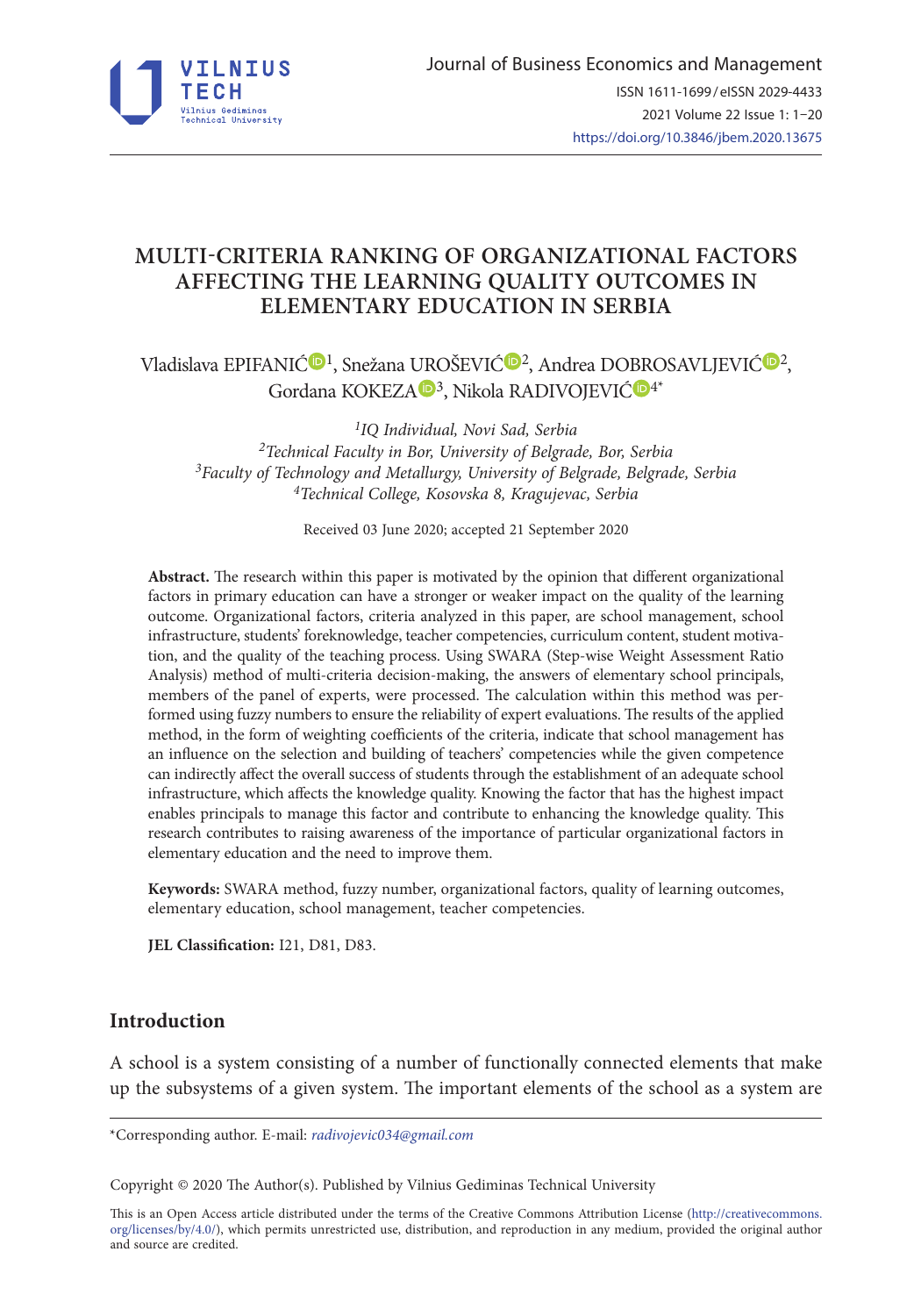# MULTI-CRITERIA RANKING OF ORGANIZATIONAL FACTORS AFFECTING THE LEARNING QUALITY OUTCOMES IN ELEMENTARY EDUCATION IN SERBIA

Vladislava EPIFANIĆ[1], Snežana UROŠEVIĆ[2], Andrea DOBROSAVLJEVIĆ[2], Gordana KOKEZA[3], Nikola RADIVOJEVIĆ[4*]

*[1]IQ Individual, Novi Sad, Serbia*
*[2]Technical Faculty in Bor, University of Belgrade, Bor, Serbia*
*[3]Faculty of Technology and Metallurgy, University of Belgrade, Belgrade, Serbia*
*[4]Technical College, Kosovska 8, Kragujevac, Serbia*

Received 03 June 2020; accepted 21 September 2020

**Abstract.** The research within this paper is motivated by the opinion that different organizational factors in primary education can have a stronger or weaker impact on the quality of the learning outcome. Organizational factors, criteria analyzed in this paper, are school management, school infrastructure, students' foreknowledge, teacher competencies, curriculum content, student motivation, and the quality of the teaching process. Using SWARA (Step-wise Weight Assessment Ratio Analysis) method of multi-criteria decision-making, the answers of elementary school principals, members of the panel of experts, were processed. The calculation within this method was performed using fuzzy numbers to ensure the reliability of expert evaluations. The results of the applied method, in the form of weighting coefficients of the criteria, indicate that school management has an influence on the selection and building of teachers' competencies while the given competence can indirectly affect the overall success of students through the establishment of an adequate school infrastructure, which affects the knowledge quality. Knowing the factor that has the highest impact enables principals to manage this factor and contribute to enhancing the knowledge quality. This research contributes to raising awareness of the importance of particular organizational factors in elementary education and the need to improve them.

**Keywords:** SWARA method, fuzzy number, organizational factors, quality of learning outcomes, elementary education, school management, teacher competencies.

**JEL Classification:** I21, D81, D83.

## Introduction

A school is a system consisting of a number of functionally connected elements that make up the subsystems of a given system. The important elements of the school as a system are

*Corresponding author. E-mail: *radivojevic034@gmail.com*

Copyright © 2020 The Author(s). Published by Vilnius Gediminas Technical University

This is an Open Access article distributed under the terms of the Creative Commons Attribution License (http://creativecommons.org/licenses/by/4.0/), which permits unrestricted use, distribution, and reproduction in any medium, provided the original author and source are credited.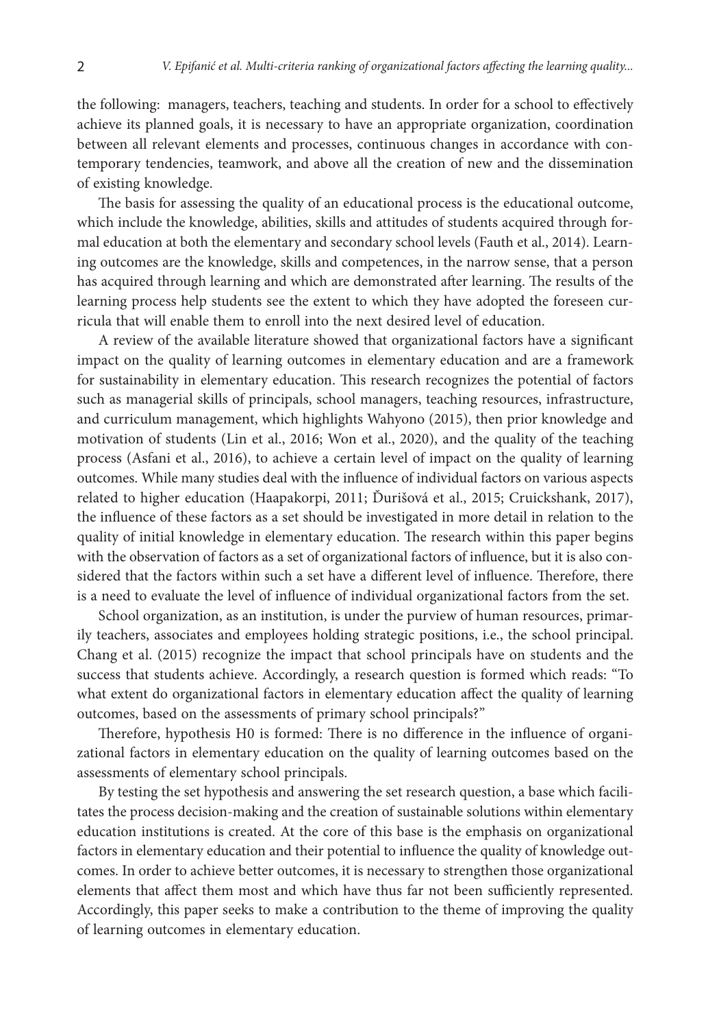the following: managers, teachers, teaching and students. In order for a school to effectively achieve its planned goals, it is necessary to have an appropriate organization, coordination between all relevant elements and processes, continuous changes in accordance with contemporary tendencies, teamwork, and above all the creation of new and the dissemination of existing knowledge.

The basis for assessing the quality of an educational process is the educational outcome, which include the knowledge, abilities, skills and attitudes of students acquired through formal education at both the elementary and secondary school levels (Fauth et al., 2014). Learning outcomes are the knowledge, skills and competences, in the narrow sense, that a person has acquired through learning and which are demonstrated after learning. The results of the learning process help students see the extent to which they have adopted the foreseen curricula that will enable them to enroll into the next desired level of education.

A review of the available literature showed that organizational factors have a significant impact on the quality of learning outcomes in elementary education and are a framework for sustainability in elementary education. This research recognizes the potential of factors such as managerial skills of principals, school managers, teaching resources, infrastructure, and curriculum management, which highlights Wahyono (2015), then prior knowledge and motivation of students (Lin et al., 2016; Won et al., 2020), and the quality of the teaching process (Asfani et al., 2016), to achieve a certain level of impact on the quality of learning outcomes. While many studies deal with the influence of individual factors on various aspects related to higher education (Haapakorpi, 2011; Ďurišová et al., 2015; Cruickshank, 2017), the influence of these factors as a set should be investigated in more detail in relation to the quality of initial knowledge in elementary education. The research within this paper begins with the observation of factors as a set of organizational factors of influence, but it is also considered that the factors within such a set have a different level of influence. Therefore, there is a need to evaluate the level of influence of individual organizational factors from the set.

School organization, as an institution, is under the purview of human resources, primarily teachers, associates and employees holding strategic positions, i.e., the school principal. Chang et al. (2015) recognize the impact that school principals have on students and the success that students achieve. Accordingly, a research question is formed which reads: "To what extent do organizational factors in elementary education affect the quality of learning outcomes, based on the assessments of primary school principals?"

Therefore, hypothesis H0 is formed: There is no difference in the influence of organizational factors in elementary education on the quality of learning outcomes based on the assessments of elementary school principals.

By testing the set hypothesis and answering the set research question, a base which facilitates the process decision-making and the creation of sustainable solutions within elementary education institutions is created. At the core of this base is the emphasis on organizational factors in elementary education and their potential to influence the quality of knowledge outcomes. In order to achieve better outcomes, it is necessary to strengthen those organizational elements that affect them most and which have thus far not been sufficiently represented. Accordingly, this paper seeks to make a contribution to the theme of improving the quality of learning outcomes in elementary education.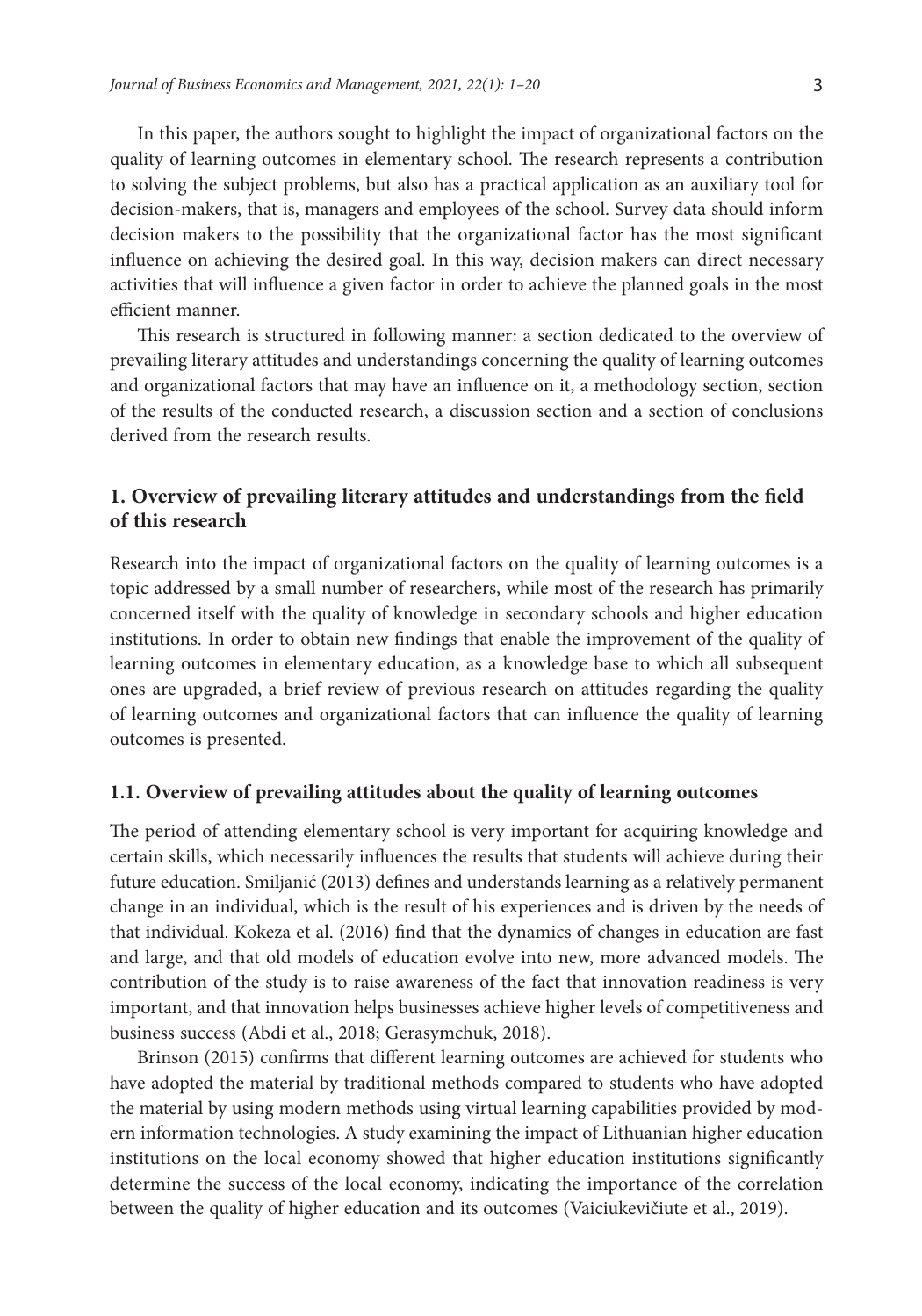In this paper, the authors sought to highlight the impact of organizational factors on the quality of learning outcomes in elementary school. The research represents a contribution to solving the subject problems, but also has a practical application as an auxiliary tool for decision-makers, that is, managers and employees of the school. Survey data should inform decision makers to the possibility that the organizational factor has the most significant influence on achieving the desired goal. In this way, decision makers can direct necessary activities that will influence a given factor in order to achieve the planned goals in the most efficient manner.

This research is structured in following manner: a section dedicated to the overview of prevailing literary attitudes and understandings concerning the quality of learning outcomes and organizational factors that may have an influence on it, a methodology section, section of the results of the conducted research, a discussion section and a section of conclusions derived from the research results.

## 1. Overview of prevailing literary attitudes and understandings from the field of this research

Research into the impact of organizational factors on the quality of learning outcomes is a topic addressed by a small number of researchers, while most of the research has primarily concerned itself with the quality of knowledge in secondary schools and higher education institutions. In order to obtain new findings that enable the improvement of the quality of learning outcomes in elementary education, as a knowledge base to which all subsequent ones are upgraded, a brief review of previous research on attitudes regarding the quality of learning outcomes and organizational factors that can influence the quality of learning outcomes is presented.

### 1.1. Overview of prevailing attitudes about the quality of learning outcomes

The period of attending elementary school is very important for acquiring knowledge and certain skills, which necessarily influences the results that students will achieve during their future education. Smiljanić (2013) defines and understands learning as a relatively permanent change in an individual, which is the result of his experiences and is driven by the needs of that individual. Kokeza et al. (2016) find that the dynamics of changes in education are fast and large, and that old models of education evolve into new, more advanced models. The contribution of the study is to raise awareness of the fact that innovation readiness is very important, and that innovation helps businesses achieve higher levels of competitiveness and business success (Abdi et al., 2018; Gerasymchuk, 2018).

Brinson (2015) confirms that different learning outcomes are achieved for students who have adopted the material by traditional methods compared to students who have adopted the material by using modern methods using virtual learning capabilities provided by modern information technologies. A study examining the impact of Lithuanian higher education institutions on the local economy showed that higher education institutions significantly determine the success of the local economy, indicating the importance of the correlation between the quality of higher education and its outcomes (Vaiciukevičiute et al., 2019).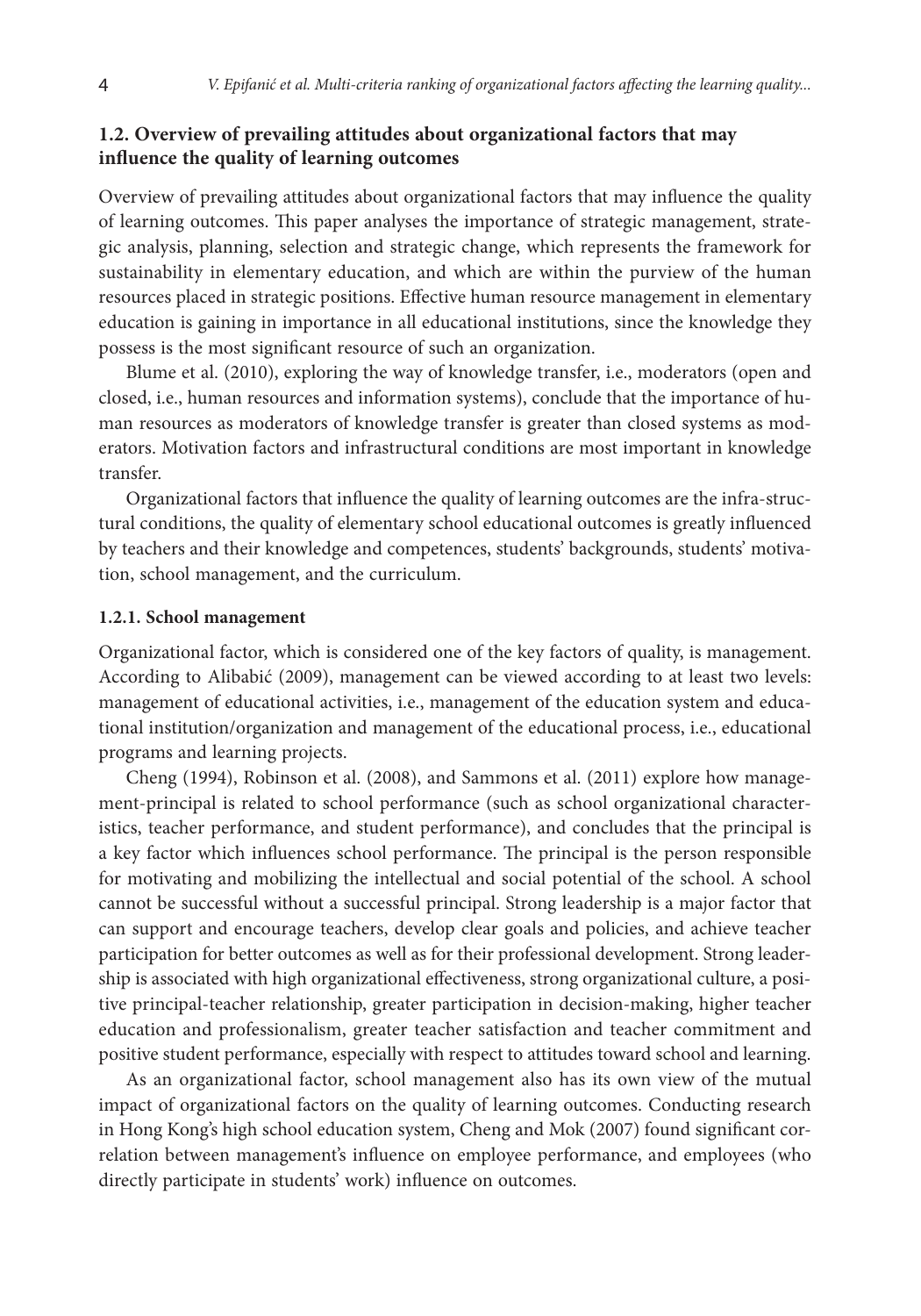## 1.2. Overview of prevailing attitudes about organizational factors that may influence the quality of learning outcomes

Overview of prevailing attitudes about organizational factors that may influence the quality of learning outcomes. This paper analyses the importance of strategic management, strategic analysis, planning, selection and strategic change, which represents the framework for sustainability in elementary education, and which are within the purview of the human resources placed in strategic positions. Effective human resource management in elementary education is gaining in importance in all educational institutions, since the knowledge they possess is the most significant resource of such an organization.

Blume et al. (2010), exploring the way of knowledge transfer, i.e., moderators (open and closed, i.e., human resources and information systems), conclude that the importance of human resources as moderators of knowledge transfer is greater than closed systems as moderators. Motivation factors and infrastructural conditions are most important in knowledge transfer.

Organizational factors that influence the quality of learning outcomes are the infra-structural conditions, the quality of elementary school educational outcomes is greatly influenced by teachers and their knowledge and competences, students' backgrounds, students' motivation, school management, and the curriculum.

### 1.2.1. School management

Organizational factor, which is considered one of the key factors of quality, is management. According to Alibabić (2009), management can be viewed according to at least two levels: management of educational activities, i.e., management of the education system and educational institution/organization and management of the educational process, i.e., educational programs and learning projects.

Cheng (1994), Robinson et al. (2008), and Sammons et al. (2011) explore how management-principal is related to school performance (such as school organizational characteristics, teacher performance, and student performance), and concludes that the principal is a key factor which influences school performance. The principal is the person responsible for motivating and mobilizing the intellectual and social potential of the school. A school cannot be successful without a successful principal. Strong leadership is a major factor that can support and encourage teachers, develop clear goals and policies, and achieve teacher participation for better outcomes as well as for their professional development. Strong leadership is associated with high organizational effectiveness, strong organizational culture, a positive principal-teacher relationship, greater participation in decision-making, higher teacher education and professionalism, greater teacher satisfaction and teacher commitment and positive student performance, especially with respect to attitudes toward school and learning.

As an organizational factor, school management also has its own view of the mutual impact of organizational factors on the quality of learning outcomes. Conducting research in Hong Kong's high school education system, Cheng and Mok (2007) found significant correlation between management's influence on employee performance, and employees (who directly participate in students' work) influence on outcomes.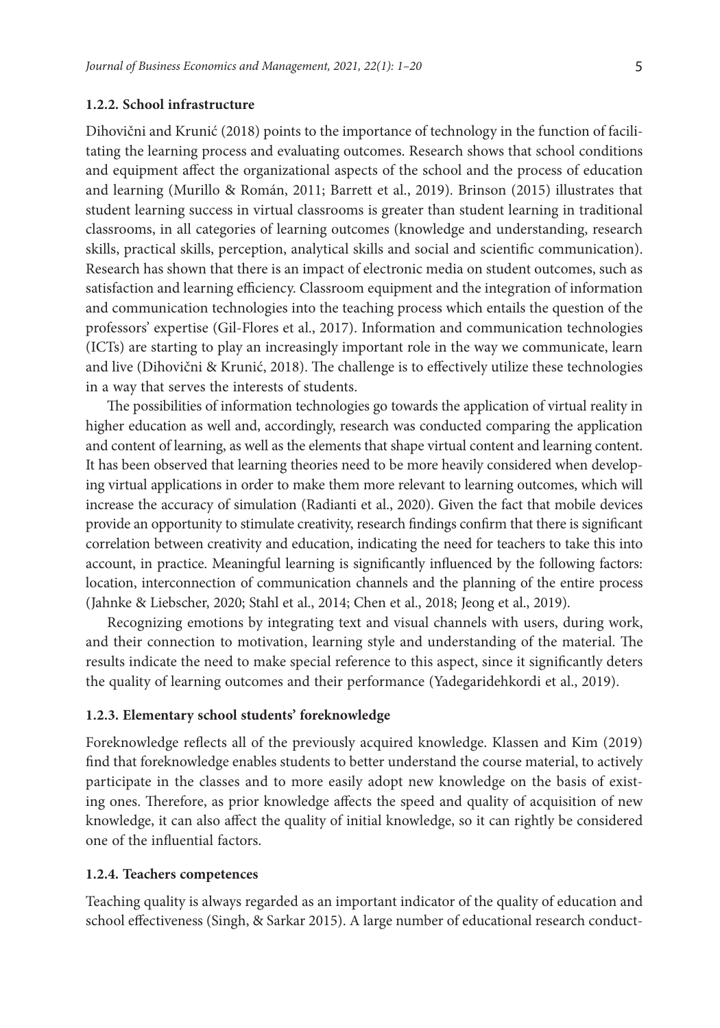#### 1.2.2. School infrastructure

Dihovični and Krunić (2018) points to the importance of technology in the function of facilitating the learning process and evaluating outcomes. Research shows that school conditions and equipment affect the organizational aspects of the school and the process of education and learning (Murillo & Román, 2011; Barrett et al., 2019). Brinson (2015) illustrates that student learning success in virtual classrooms is greater than student learning in traditional classrooms, in all categories of learning outcomes (knowledge and understanding, research skills, practical skills, perception, analytical skills and social and scientific communication). Research has shown that there is an impact of electronic media on student outcomes, such as satisfaction and learning efficiency. Classroom equipment and the integration of information and communication technologies into the teaching process which entails the question of the professors' expertise (Gil-Flores et al., 2017). Information and communication technologies (ICTs) are starting to play an increasingly important role in the way we communicate, learn and live (Dihovični & Krunić, 2018). The challenge is to effectively utilize these technologies in a way that serves the interests of students.

The possibilities of information technologies go towards the application of virtual reality in higher education as well and, accordingly, research was conducted comparing the application and content of learning, as well as the elements that shape virtual content and learning content. It has been observed that learning theories need to be more heavily considered when developing virtual applications in order to make them more relevant to learning outcomes, which will increase the accuracy of simulation (Radianti et al., 2020). Given the fact that mobile devices provide an opportunity to stimulate creativity, research findings confirm that there is significant correlation between creativity and education, indicating the need for teachers to take this into account, in practice. Meaningful learning is significantly influenced by the following factors: location, interconnection of communication channels and the planning of the entire process (Jahnke & Liebscher, 2020; Stahl et al., 2014; Chen et al., 2018; Jeong et al., 2019).

Recognizing emotions by integrating text and visual channels with users, during work, and their connection to motivation, learning style and understanding of the material. The results indicate the need to make special reference to this aspect, since it significantly deters the quality of learning outcomes and their performance (Yadegaridehkordi et al., 2019).

#### 1.2.3. Elementary school students' foreknowledge

Foreknowledge reflects all of the previously acquired knowledge. Klassen and Kim (2019) find that foreknowledge enables students to better understand the course material, to actively participate in the classes and to more easily adopt new knowledge on the basis of existing ones. Therefore, as prior knowledge affects the speed and quality of acquisition of new knowledge, it can also affect the quality of initial knowledge, so it can rightly be considered one of the influential factors.

#### 1.2.4. Teachers competences

Teaching quality is always regarded as an important indicator of the quality of education and school effectiveness (Singh, & Sarkar 2015). A large number of educational research conduct-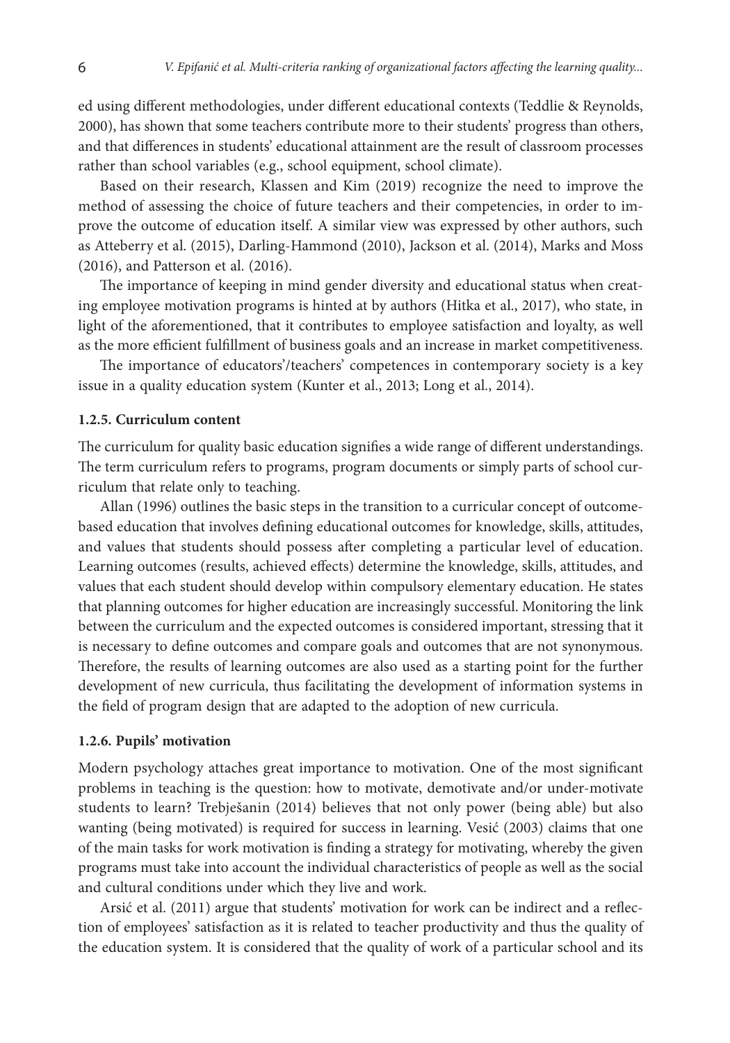ed using different methodologies, under different educational contexts (Teddlie & Reynolds, 2000), has shown that some teachers contribute more to their students' progress than others, and that differences in students' educational attainment are the result of classroom processes rather than school variables (e.g., school equipment, school climate).

Based on their research, Klassen and Kim (2019) recognize the need to improve the method of assessing the choice of future teachers and their competencies, in order to improve the outcome of education itself. A similar view was expressed by other authors, such as Atteberry et al. (2015), Darling-Hammond (2010), Jackson et al. (2014), Marks and Moss (2016), and Patterson et al. (2016).

The importance of keeping in mind gender diversity and educational status when creating employee motivation programs is hinted at by authors (Hitka et al., 2017), who state, in light of the aforementioned, that it contributes to employee satisfaction and loyalty, as well as the more efficient fulfillment of business goals and an increase in market competitiveness.

The importance of educators'/teachers' competences in contemporary society is a key issue in a quality education system (Kunter et al., 2013; Long et al., 2014).

#### 1.2.5. Curriculum content

The curriculum for quality basic education signifies a wide range of different understandings. The term curriculum refers to programs, program documents or simply parts of school curriculum that relate only to teaching.

Allan (1996) outlines the basic steps in the transition to a curricular concept of outcome-based education that involves defining educational outcomes for knowledge, skills, attitudes, and values that students should possess after completing a particular level of education. Learning outcomes (results, achieved effects) determine the knowledge, skills, attitudes, and values that each student should develop within compulsory elementary education. He states that planning outcomes for higher education are increasingly successful. Monitoring the link between the curriculum and the expected outcomes is considered important, stressing that it is necessary to define outcomes and compare goals and outcomes that are not synonymous. Therefore, the results of learning outcomes are also used as a starting point for the further development of new curricula, thus facilitating the development of information systems in the field of program design that are adapted to the adoption of new curricula.

#### 1.2.6. Pupils' motivation

Modern psychology attaches great importance to motivation. One of the most significant problems in teaching is the question: how to motivate, demotivate and/or under-motivate students to learn? Trebješanin (2014) believes that not only power (being able) but also wanting (being motivated) is required for success in learning. Vesić (2003) claims that one of the main tasks for work motivation is finding a strategy for motivating, whereby the given programs must take into account the individual characteristics of people as well as the social and cultural conditions under which they live and work.

Arsić et al. (2011) argue that students' motivation for work can be indirect and a reflection of employees' satisfaction as it is related to teacher productivity and thus the quality of the education system. It is considered that the quality of work of a particular school and its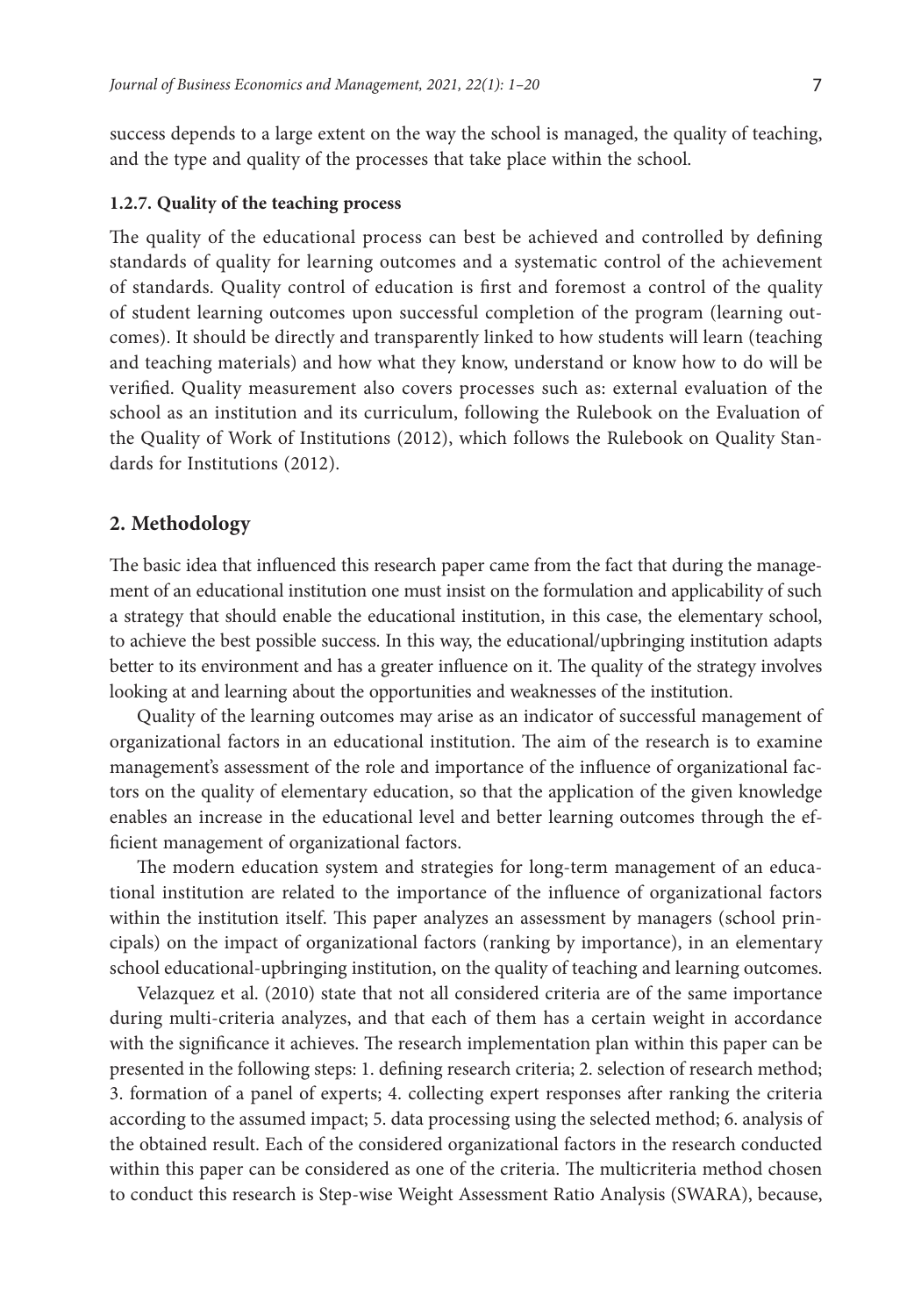success depends to a large extent on the way the school is managed, the quality of teaching, and the type and quality of the processes that take place within the school.

#### 1.2.7. Quality of the teaching process

The quality of the educational process can best be achieved and controlled by defining standards of quality for learning outcomes and a systematic control of the achievement of standards. Quality control of education is first and foremost a control of the quality of student learning outcomes upon successful completion of the program (learning outcomes). It should be directly and transparently linked to how students will learn (teaching and teaching materials) and how what they know, understand or know how to do will be verified. Quality measurement also covers processes such as: external evaluation of the school as an institution and its curriculum, following the Rulebook on the Evaluation of the Quality of Work of Institutions (2012), which follows the Rulebook on Quality Standards for Institutions (2012).

## 2. Methodology

The basic idea that influenced this research paper came from the fact that during the management of an educational institution one must insist on the formulation and applicability of such a strategy that should enable the educational institution, in this case, the elementary school, to achieve the best possible success. In this way, the educational/upbringing institution adapts better to its environment and has a greater influence on it. The quality of the strategy involves looking at and learning about the opportunities and weaknesses of the institution.

Quality of the learning outcomes may arise as an indicator of successful management of organizational factors in an educational institution. The aim of the research is to examine management's assessment of the role and importance of the influence of organizational factors on the quality of elementary education, so that the application of the given knowledge enables an increase in the educational level and better learning outcomes through the efficient management of organizational factors.

The modern education system and strategies for long-term management of an educational institution are related to the importance of the influence of organizational factors within the institution itself. This paper analyzes an assessment by managers (school principals) on the impact of organizational factors (ranking by importance), in an elementary school educational-upbringing institution, on the quality of teaching and learning outcomes.

Velazquez et al. (2010) state that not all considered criteria are of the same importance during multi-criteria analyzes, and that each of them has a certain weight in accordance with the significance it achieves. The research implementation plan within this paper can be presented in the following steps: 1. defining research criteria; 2. selection of research method; 3. formation of a panel of experts; 4. collecting expert responses after ranking the criteria according to the assumed impact; 5. data processing using the selected method; 6. analysis of the obtained result. Each of the considered organizational factors in the research conducted within this paper can be considered as one of the criteria. The multicriteria method chosen to conduct this research is Step-wise Weight Assessment Ratio Analysis (SWARA), because,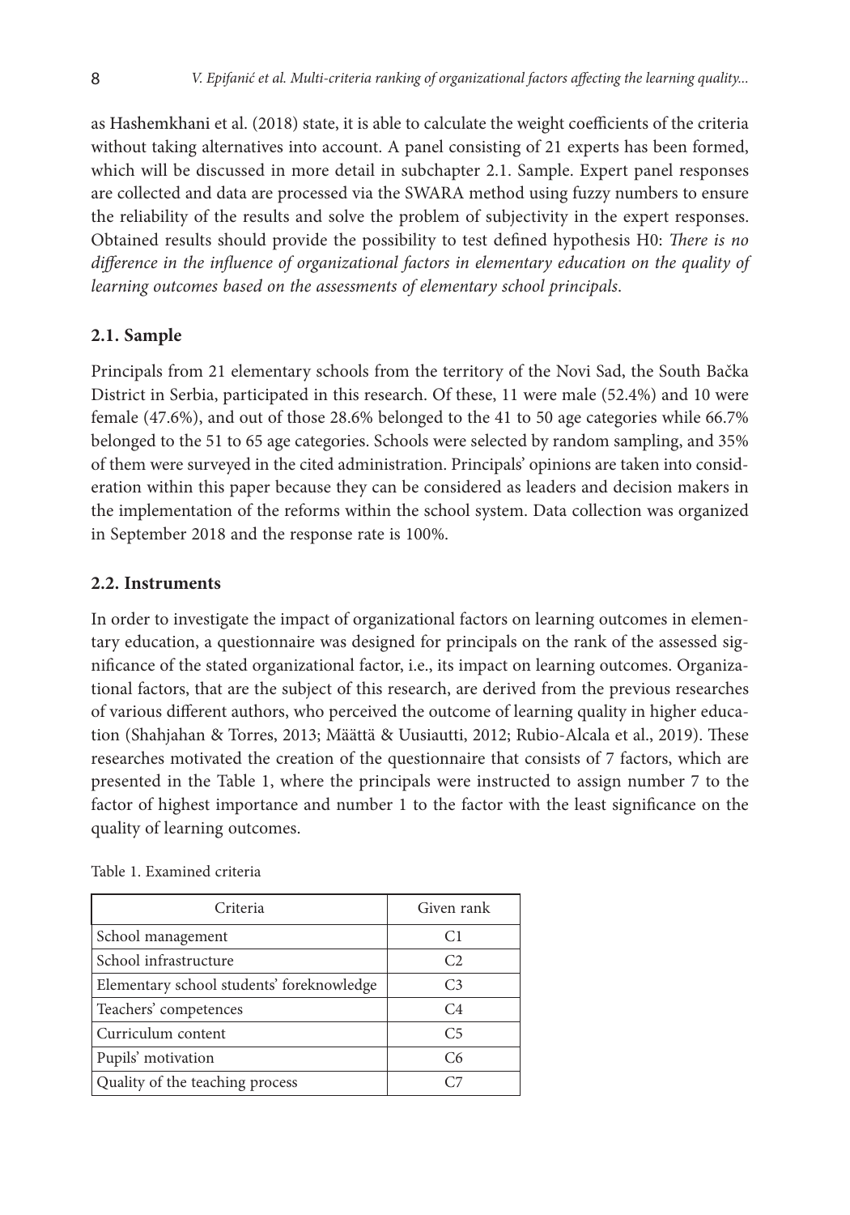as Hashemkhani et al. (2018) state, it is able to calculate the weight coefficients of the criteria without taking alternatives into account. A panel consisting of 21 experts has been formed, which will be discussed in more detail in subchapter 2.1. Sample. Expert panel responses are collected and data are processed via the SWARA method using fuzzy numbers to ensure the reliability of the results and solve the problem of subjectivity in the expert responses. Obtained results should provide the possibility to test defined hypothesis H0: *There is no difference in the influence of organizational factors in elementary education on the quality of learning outcomes based on the assessments of elementary school principals*.

### 2.1. Sample

Principals from 21 elementary schools from the territory of the Novi Sad, the South Bačka District in Serbia, participated in this research. Of these, 11 were male (52.4%) and 10 were female (47.6%), and out of those 28.6% belonged to the 41 to 50 age categories while 66.7% belonged to the 51 to 65 age categories. Schools were selected by random sampling, and 35% of them were surveyed in the cited administration. Principals' opinions are taken into consideration within this paper because they can be considered as leaders and decision makers in the implementation of the reforms within the school system. Data collection was organized in September 2018 and the response rate is 100%.

### 2.2. Instruments

In order to investigate the impact of organizational factors on learning outcomes in elementary education, a questionnaire was designed for principals on the rank of the assessed significance of the stated organizational factor, i.e., its impact on learning outcomes. Organizational factors, that are the subject of this research, are derived from the previous researches of various different authors, who perceived the outcome of learning quality in higher education (Shahjahan & Torres, 2013; Määttä & Uusiautti, 2012; Rubio-Alcala et al., 2019). These researches motivated the creation of the questionnaire that consists of 7 factors, which are presented in the Table 1, where the principals were instructed to assign number 7 to the factor of highest importance and number 1 to the factor with the least significance on the quality of learning outcomes.

Table 1. Examined criteria

| Criteria | Given rank |
|---|---|
| School management | C1 |
| School infrastructure | C2 |
| Elementary school students' foreknowledge | C3 |
| Teachers' competences | C4 |
| Curriculum content | C5 |
| Pupils' motivation | C6 |
| Quality of the teaching process | C7 |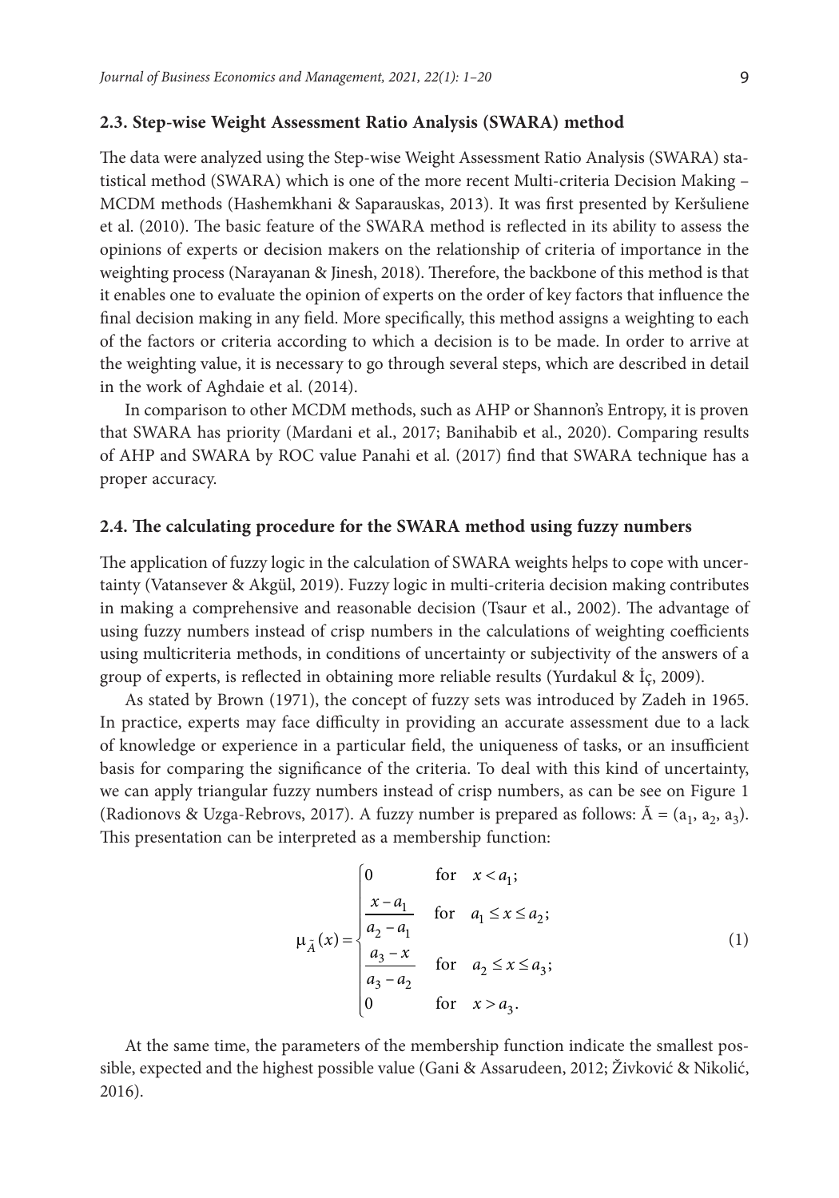### 2.3. Step-wise Weight Assessment Ratio Analysis (SWARA) method

The data were analyzed using the Step-wise Weight Assessment Ratio Analysis (SWARA) statistical method (SWARA) which is one of the more recent Multi-criteria Decision Making – MCDM methods (Hashemkhani & Saparauskas, 2013). It was first presented by Keršuliene et al. (2010). The basic feature of the SWARA method is reflected in its ability to assess the opinions of experts or decision makers on the relationship of criteria of importance in the weighting process (Narayanan & Jinesh, 2018). Therefore, the backbone of this method is that it enables one to evaluate the opinion of experts on the order of key factors that influence the final decision making in any field. More specifically, this method assigns a weighting to each of the factors or criteria according to which a decision is to be made. In order to arrive at the weighting value, it is necessary to go through several steps, which are described in detail in the work of Aghdaie et al. (2014).

In comparison to other MCDM methods, such as AHP or Shannon's Entropy, it is proven that SWARA has priority (Mardani et al., 2017; Banihabib et al., 2020). Comparing results of AHP and SWARA by ROC value Panahi et al. (2017) find that SWARA technique has a proper accuracy.

### 2.4. The calculating procedure for the SWARA method using fuzzy numbers

The application of fuzzy logic in the calculation of SWARA weights helps to cope with uncertainty (Vatansever & Akgül, 2019). Fuzzy logic in multi-criteria decision making contributes in making a comprehensive and reasonable decision (Tsaur et al., 2002). The advantage of using fuzzy numbers instead of crisp numbers in the calculations of weighting coefficients using multicriteria methods, in conditions of uncertainty or subjectivity of the answers of a group of experts, is reflected in obtaining more reliable results (Yurdakul & İç, 2009).

As stated by Brown (1971), the concept of fuzzy sets was introduced by Zadeh in 1965. In practice, experts may face difficulty in providing an accurate assessment due to a lack of knowledge or experience in a particular field, the uniqueness of tasks, or an insufficient basis for comparing the significance of the criteria. To deal with this kind of uncertainty, we can apply triangular fuzzy numbers instead of crisp numbers, as can be see on Figure 1 (Radionovs & Uzga-Rebrovs, 2017). A fuzzy number is prepared as follows: $\tilde{A} = (a_1, a_2, a_3)$. This presentation can be interpreted as a membership function:

$$
\mu_{\tilde{A}}(x) = \begin{cases} 0 & \text{for} \quad x < a_1; \\ \dfrac{x - a_1}{a_2 - a_1} & \text{for} \quad a_1 \le x \le a_2; \\ \dfrac{a_3 - x}{a_3 - a_2} & \text{for} \quad a_2 \le x \le a_3; \\ 0 & \text{for} \quad x > a_3. \end{cases} \tag{1}
$$

At the same time, the parameters of the membership function indicate the smallest possible, expected and the highest possible value (Gani & Assarudeen, 2012; Živković & Nikolić, 2016).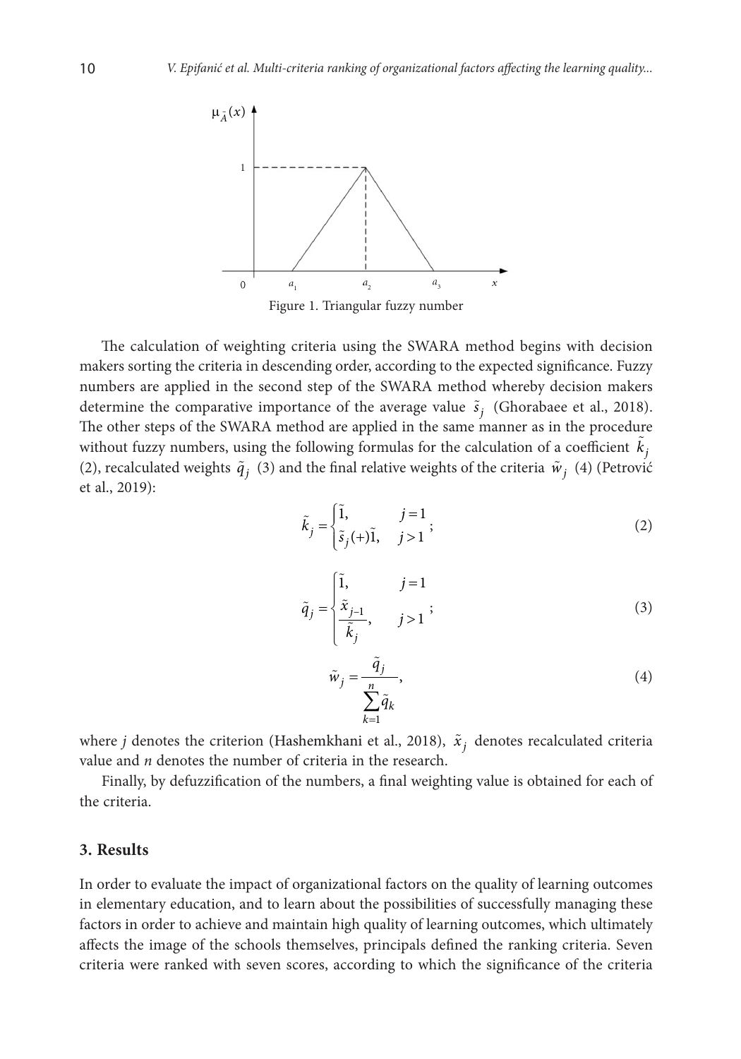Figure 1. Triangular fuzzy number

The calculation of weighting criteria using the SWARA method begins with decision makers sorting the criteria in descending order, according to the expected significance. Fuzzy numbers are applied in the second step of the SWARA method whereby decision makers determine the comparative importance of the average value $\tilde{s}_j$ (Ghorabaee et al., 2018). The other steps of the SWARA method are applied in the same manner as in the procedure without fuzzy numbers, using the following formulas for the calculation of a coefficient $\tilde{k}_j$ (2), recalculated weights $\tilde{q}_j$ (3) and the final relative weights of the criteria $\tilde{w}_j$ (4) (Petrović et al., 2019):

$$\tilde{k}_j = \begin{cases} \tilde{1}, & j=1 \\ \tilde{s}_j(+)\tilde{1}, & j>1 \end{cases}; \tag{2}$$

$$\tilde{q}_j = \begin{cases} \tilde{1}, & j=1 \\ \dfrac{\tilde{x}_{j-1}}{\tilde{k}_j}, & j>1 \end{cases}; \tag{3}$$

$$\tilde{w}_j = \frac{\tilde{q}_j}{\sum_{k=1}^{n} \tilde{q}_k}, \tag{4}$$

where $j$ denotes the criterion (Hashemkhani et al., 2018), $\tilde{x}_j$ denotes recalculated criteria value and $n$ denotes the number of criteria in the research.

Finally, by defuzzification of the numbers, a final weighting value is obtained for each of the criteria.

## 3. Results

In order to evaluate the impact of organizational factors on the quality of learning outcomes in elementary education, and to learn about the possibilities of successfully managing these factors in order to achieve and maintain high quality of learning outcomes, which ultimately affects the image of the schools themselves, principals defined the ranking criteria. Seven criteria were ranked with seven scores, according to which the significance of the criteria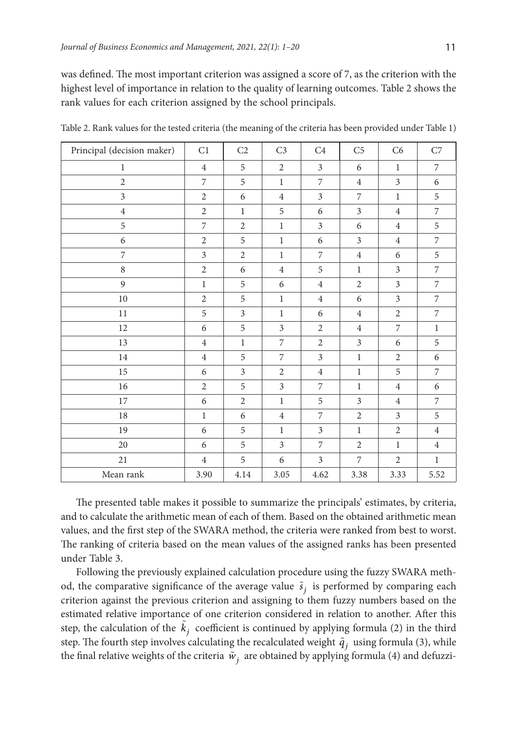was defined. The most important criterion was assigned a score of 7, as the criterion with the highest level of importance in relation to the quality of learning outcomes. Table 2 shows the rank values for each criterion assigned by the school principals.

Table 2. Rank values for the tested criteria (the meaning of the criteria has been provided under Table 1)

| Principal (decision maker) | C1 | C2 | C3 | C4 | C5 | C6 | C7 |
|---|---|---|---|---|---|---|---|
| 1 | 4 | 5 | 2 | 3 | 6 | 1 | 7 |
| 2 | 7 | 5 | 1 | 7 | 4 | 3 | 6 |
| 3 | 2 | 6 | 4 | 3 | 7 | 1 | 5 |
| 4 | 2 | 1 | 5 | 6 | 3 | 4 | 7 |
| 5 | 7 | 2 | 1 | 3 | 6 | 4 | 5 |
| 6 | 2 | 5 | 1 | 6 | 3 | 4 | 7 |
| 7 | 3 | 2 | 1 | 7 | 4 | 6 | 5 |
| 8 | 2 | 6 | 4 | 5 | 1 | 3 | 7 |
| 9 | 1 | 5 | 6 | 4 | 2 | 3 | 7 |
| 10 | 2 | 5 | 1 | 4 | 6 | 3 | 7 |
| 11 | 5 | 3 | 1 | 6 | 4 | 2 | 7 |
| 12 | 6 | 5 | 3 | 2 | 4 | 7 | 1 |
| 13 | 4 | 1 | 7 | 2 | 3 | 6 | 5 |
| 14 | 4 | 5 | 7 | 3 | 1 | 2 | 6 |
| 15 | 6 | 3 | 2 | 4 | 1 | 5 | 7 |
| 16 | 2 | 5 | 3 | 7 | 1 | 4 | 6 |
| 17 | 6 | 2 | 1 | 5 | 3 | 4 | 7 |
| 18 | 1 | 6 | 4 | 7 | 2 | 3 | 5 |
| 19 | 6 | 5 | 1 | 3 | 1 | 2 | 4 |
| 20 | 6 | 5 | 3 | 7 | 2 | 1 | 4 |
| 21 | 4 | 5 | 6 | 3 | 7 | 2 | 1 |
| Mean rank | 3.90 | 4.14 | 3.05 | 4.62 | 3.38 | 3.33 | 5.52 |

The presented table makes it possible to summarize the principals' estimates, by criteria, and to calculate the arithmetic mean of each of them. Based on the obtained arithmetic mean values, and the first step of the SWARA method, the criteria were ranked from best to worst. The ranking of criteria based on the mean values of the assigned ranks has been presented under Table 3.

Following the previously explained calculation procedure using the fuzzy SWARA method, the comparative significance of the average value $\tilde{s}_j$ is performed by comparing each criterion against the previous criterion and assigning to them fuzzy numbers based on the estimated relative importance of one criterion considered in relation to another. After this step, the calculation of the $\tilde{k}_j$ coefficient is continued by applying formula (2) in the third step. The fourth step involves calculating the recalculated weight $\tilde{q}_j$ using formula (3), while the final relative weights of the criteria $\tilde{w}_j$ are obtained by applying formula (4) and defuzzi-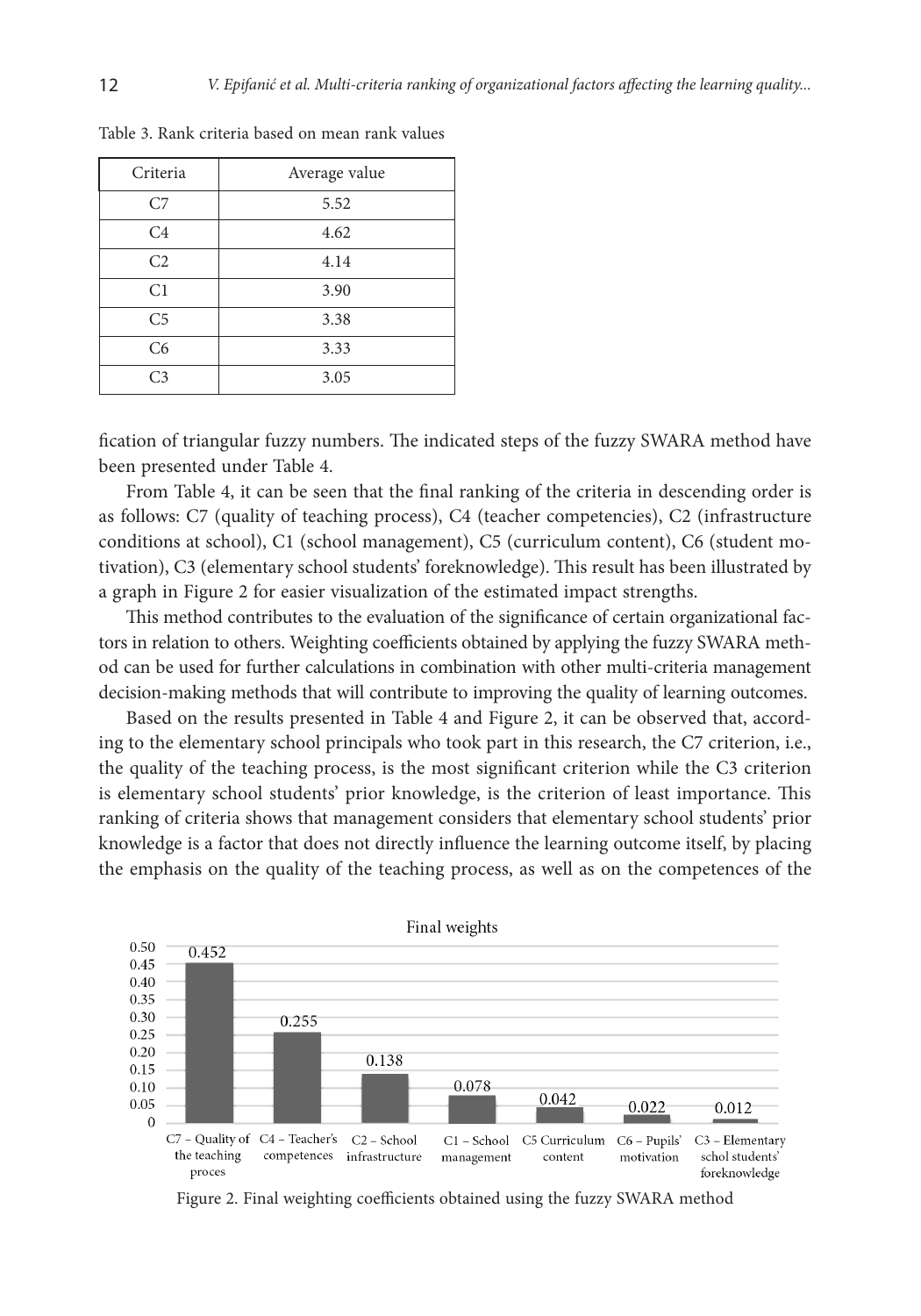Table 3. Rank criteria based on mean rank values

| Criteria | Average value |
|---|---|
| C7 | 5.52 |
| C4 | 4.62 |
| C2 | 4.14 |
| C1 | 3.90 |
| C5 | 3.38 |
| C6 | 3.33 |
| C3 | 3.05 |

fication of triangular fuzzy numbers. The indicated steps of the fuzzy SWARA method have been presented under Table 4.

From Table 4, it can be seen that the final ranking of the criteria in descending order is as follows: C7 (quality of teaching process), C4 (teacher competencies), C2 (infrastructure conditions at school), C1 (school management), C5 (curriculum content), C6 (student motivation), C3 (elementary school students' foreknowledge). This result has been illustrated by a graph in Figure 2 for easier visualization of the estimated impact strengths.

This method contributes to the evaluation of the significance of certain organizational factors in relation to others. Weighting coefficients obtained by applying the fuzzy SWARA method can be used for further calculations in combination with other multi-criteria management decision-making methods that will contribute to improving the quality of learning outcomes.

Based on the results presented in Table 4 and Figure 2, it can be observed that, according to the elementary school principals who took part in this research, the C7 criterion, i.e., the quality of the teaching process, is the most significant criterion while the C3 criterion is elementary school students' prior knowledge, is the criterion of least importance. This ranking of criteria shows that management considers that elementary school students' prior knowledge is a factor that does not directly influence the learning outcome itself, by placing the emphasis on the quality of the teaching process, as well as on the competences of the

Final weights

| Criterion | Final weight |
|---|---|
| C7 – Quality of the teaching proces | 0.452 |
| C4 – Teacher's competences | 0.255 |
| C2 – School infrastructure | 0.138 |
| C1 – School management | 0.078 |
| C5 Curriculum content | 0.042 |
| C6 – Pupils' motivation | 0.022 |
| C3 – Elementary schol students' foreknowledge | 0.012 |

Figure 2. Final weighting coefficients obtained using the fuzzy SWARA method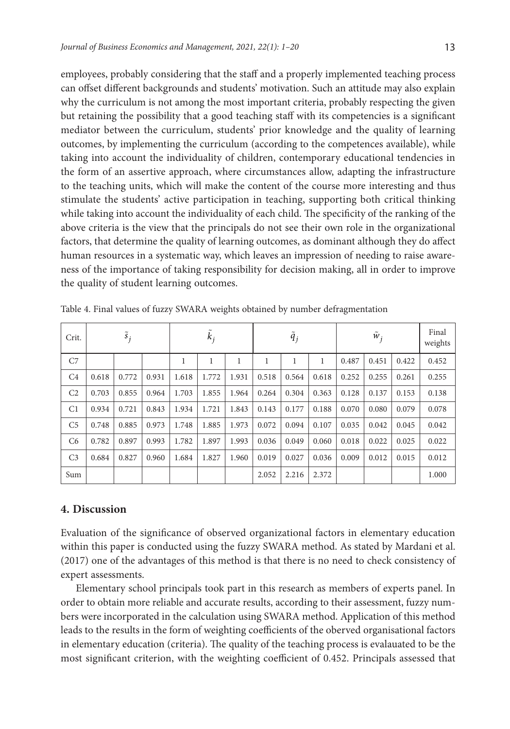employees, probably considering that the staff and a properly implemented teaching process can offset different backgrounds and students' motivation. Such an attitude may also explain why the curriculum is not among the most important criteria, probably respecting the given but retaining the possibility that a good teaching staff with its competencies is a significant mediator between the curriculum, students' prior knowledge and the quality of learning outcomes, by implementing the curriculum (according to the competences available), while taking into account the individuality of children, contemporary educational tendencies in the form of an assertive approach, where circumstances allow, adapting the infrastructure to the teaching units, which will make the content of the course more interesting and thus stimulate the students' active participation in teaching, supporting both critical thinking while taking into account the individuality of each child. The specificity of the ranking of the above criteria is the view that the principals do not see their own role in the organizational factors, that determine the quality of learning outcomes, as dominant although they do affect human resources in a systematic way, which leaves an impression of needing to raise awareness of the importance of taking responsibility for decision making, all in order to improve the quality of student learning outcomes.

Table 4. Final values of fuzzy SWARA weights obtained by number defragmentation

| Crit. | $\tilde{s}_j$ | | | $\tilde{k}_j$ | | | $\tilde{q}_j$ | | | $\tilde{w}_j$ | | | Final weights |
|---|---|---|---|---|---|---|---|---|---|---|---|---|---|
| C7 | | | | 1 | 1 | 1 | 1 | 1 | 1 | 0.487 | 0.451 | 0.422 | 0.452 |
| C4 | 0.618 | 0.772 | 0.931 | 1.618 | 1.772 | 1.931 | 0.518 | 0.564 | 0.618 | 0.252 | 0.255 | 0.261 | 0.255 |
| C2 | 0.703 | 0.855 | 0.964 | 1.703 | 1.855 | 1.964 | 0.264 | 0.304 | 0.363 | 0.128 | 0.137 | 0.153 | 0.138 |
| C1 | 0.934 | 0.721 | 0.843 | 1.934 | 1.721 | 1.843 | 0.143 | 0.177 | 0.188 | 0.070 | 0.080 | 0.079 | 0.078 |
| C5 | 0.748 | 0.885 | 0.973 | 1.748 | 1.885 | 1.973 | 0.072 | 0.094 | 0.107 | 0.035 | 0.042 | 0.045 | 0.042 |
| C6 | 0.782 | 0.897 | 0.993 | 1.782 | 1.897 | 1.993 | 0.036 | 0.049 | 0.060 | 0.018 | 0.022 | 0.025 | 0.022 |
| C3 | 0.684 | 0.827 | 0.960 | 1.684 | 1.827 | 1.960 | 0.019 | 0.027 | 0.036 | 0.009 | 0.012 | 0.015 | 0.012 |
| Sum | | | | | | | 2.052 | 2.216 | 2.372 | | | | 1.000 |

## 4. Discussion

Evaluation of the significance of observed organizational factors in elementary education within this paper is conducted using the fuzzy SWARA method. As stated by Mardani et al. (2017) one of the advantages of this method is that there is no need to check consistency of expert assessments.

Elementary school principals took part in this research as members of experts panel. In order to obtain more reliable and accurate results, according to their assessment, fuzzy numbers were incorporated in the calculation using SWARA method. Application of this method leads to the results in the form of weighting coefficients of the oberved organisational factors in elementary education (criteria). The quality of the teaching process is evalauated to be the most significant criterion, with the weighting coefficient of 0.452. Principals assessed that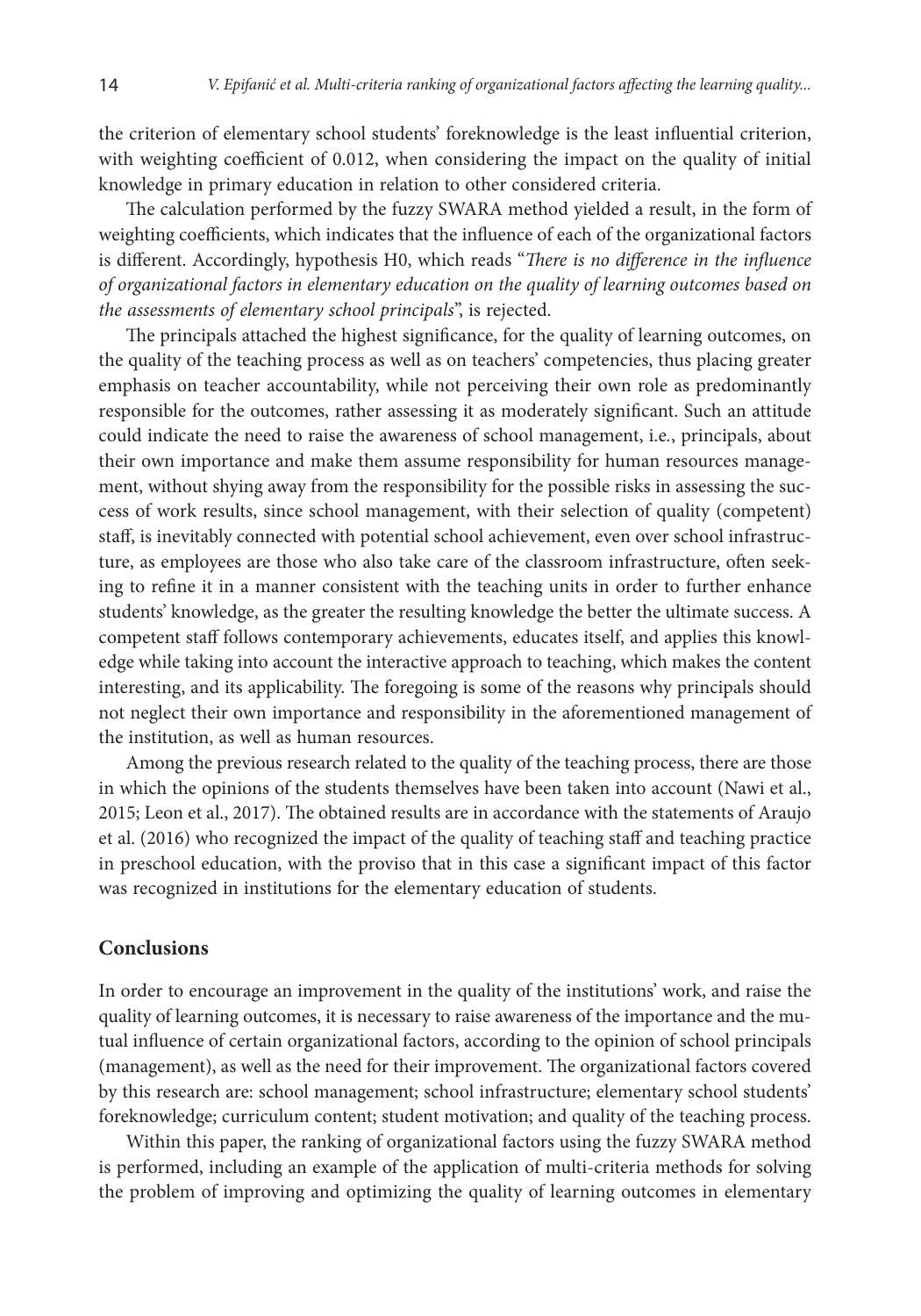the criterion of elementary school students' foreknowledge is the least influential criterion, with weighting coefficient of 0.012, when considering the impact on the quality of initial knowledge in primary education in relation to other considered criteria.

The calculation performed by the fuzzy SWARA method yielded a result, in the form of weighting coefficients, which indicates that the influence of each of the organizational factors is different. Accordingly, hypothesis H0, which reads "*There is no difference in the influence of organizational factors in elementary education on the quality of learning outcomes based on the assessments of elementary school principals*", is rejected.

The principals attached the highest significance, for the quality of learning outcomes, on the quality of the teaching process as well as on teachers' competencies, thus placing greater emphasis on teacher accountability, while not perceiving their own role as predominantly responsible for the outcomes, rather assessing it as moderately significant. Such an attitude could indicate the need to raise the awareness of school management, i.e., principals, about their own importance and make them assume responsibility for human resources management, without shying away from the responsibility for the possible risks in assessing the success of work results, since school management, with their selection of quality (competent) staff, is inevitably connected with potential school achievement, even over school infrastructure, as employees are those who also take care of the classroom infrastructure, often seeking to refine it in a manner consistent with the teaching units in order to further enhance students' knowledge, as the greater the resulting knowledge the better the ultimate success. A competent staff follows contemporary achievements, educates itself, and applies this knowledge while taking into account the interactive approach to teaching, which makes the content interesting, and its applicability. The foregoing is some of the reasons why principals should not neglect their own importance and responsibility in the aforementioned management of the institution, as well as human resources.

Among the previous research related to the quality of the teaching process, there are those in which the opinions of the students themselves have been taken into account (Nawi et al., 2015; Leon et al., 2017). The obtained results are in accordance with the statements of Araujo et al. (2016) who recognized the impact of the quality of teaching staff and teaching practice in preschool education, with the proviso that in this case a significant impact of this factor was recognized in institutions for the elementary education of students.

## Conclusions

In order to encourage an improvement in the quality of the institutions' work, and raise the quality of learning outcomes, it is necessary to raise awareness of the importance and the mutual influence of certain organizational factors, according to the opinion of school principals (management), as well as the need for their improvement. The organizational factors covered by this research are: school management; school infrastructure; elementary school students' foreknowledge; curriculum content; student motivation; and quality of the teaching process.

Within this paper, the ranking of organizational factors using the fuzzy SWARA method is performed, including an example of the application of multi-criteria methods for solving the problem of improving and optimizing the quality of learning outcomes in elementary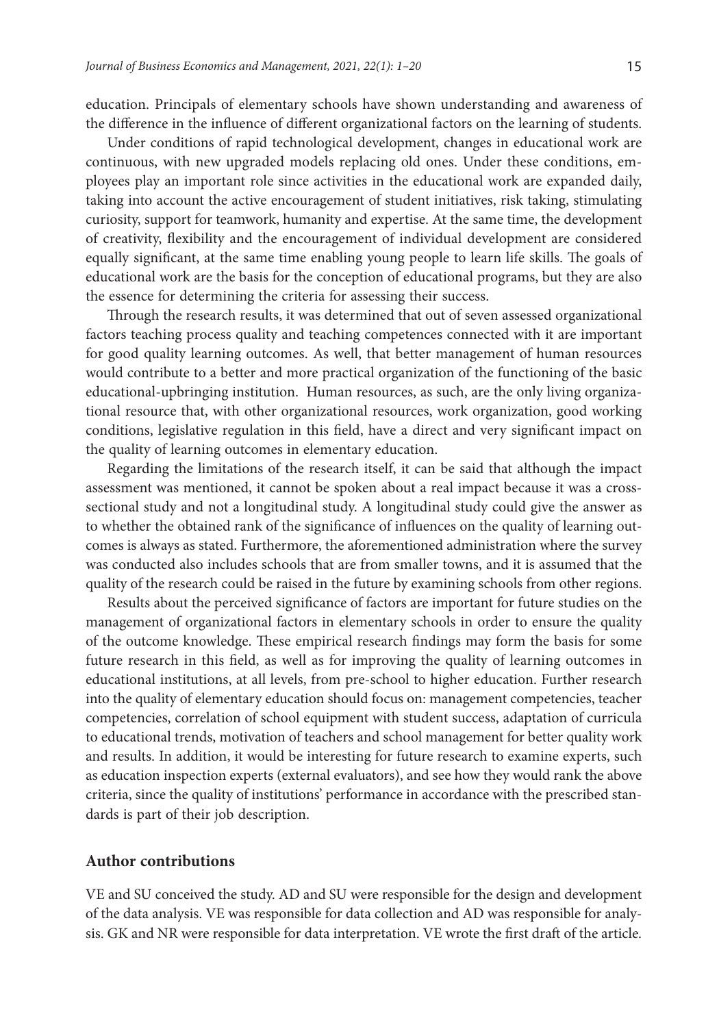education. Principals of elementary schools have shown understanding and awareness of the difference in the influence of different organizational factors on the learning of students.

Under conditions of rapid technological development, changes in educational work are continuous, with new upgraded models replacing old ones. Under these conditions, employees play an important role since activities in the educational work are expanded daily, taking into account the active encouragement of student initiatives, risk taking, stimulating curiosity, support for teamwork, humanity and expertise. At the same time, the development of creativity, flexibility and the encouragement of individual development are considered equally significant, at the same time enabling young people to learn life skills. The goals of educational work are the basis for the conception of educational programs, but they are also the essence for determining the criteria for assessing their success.

Through the research results, it was determined that out of seven assessed organizational factors teaching process quality and teaching competences connected with it are important for good quality learning outcomes. As well, that better management of human resources would contribute to a better and more practical organization of the functioning of the basic educational-upbringing institution. Human resources, as such, are the only living organizational resource that, with other organizational resources, work organization, good working conditions, legislative regulation in this field, have a direct and very significant impact on the quality of learning outcomes in elementary education.

Regarding the limitations of the research itself, it can be said that although the impact assessment was mentioned, it cannot be spoken about a real impact because it was a cross-sectional study and not a longitudinal study. A longitudinal study could give the answer as to whether the obtained rank of the significance of influences on the quality of learning outcomes is always as stated. Furthermore, the aforementioned administration where the survey was conducted also includes schools that are from smaller towns, and it is assumed that the quality of the research could be raised in the future by examining schools from other regions.

Results about the perceived significance of factors are important for future studies on the management of organizational factors in elementary schools in order to ensure the quality of the outcome knowledge. These empirical research findings may form the basis for some future research in this field, as well as for improving the quality of learning outcomes in educational institutions, at all levels, from pre-school to higher education. Further research into the quality of elementary education should focus on: management competencies, teacher competencies, correlation of school equipment with student success, adaptation of curricula to educational trends, motivation of teachers and school management for better quality work and results. In addition, it would be interesting for future research to examine experts, such as education inspection experts (external evaluators), and see how they would rank the above criteria, since the quality of institutions' performance in accordance with the prescribed standards is part of their job description.

## Author contributions

VE and SU conceived the study. AD and SU were responsible for the design and development of the data analysis. VE was responsible for data collection and AD was responsible for analysis. GK and NR were responsible for data interpretation. VE wrote the first draft of the article.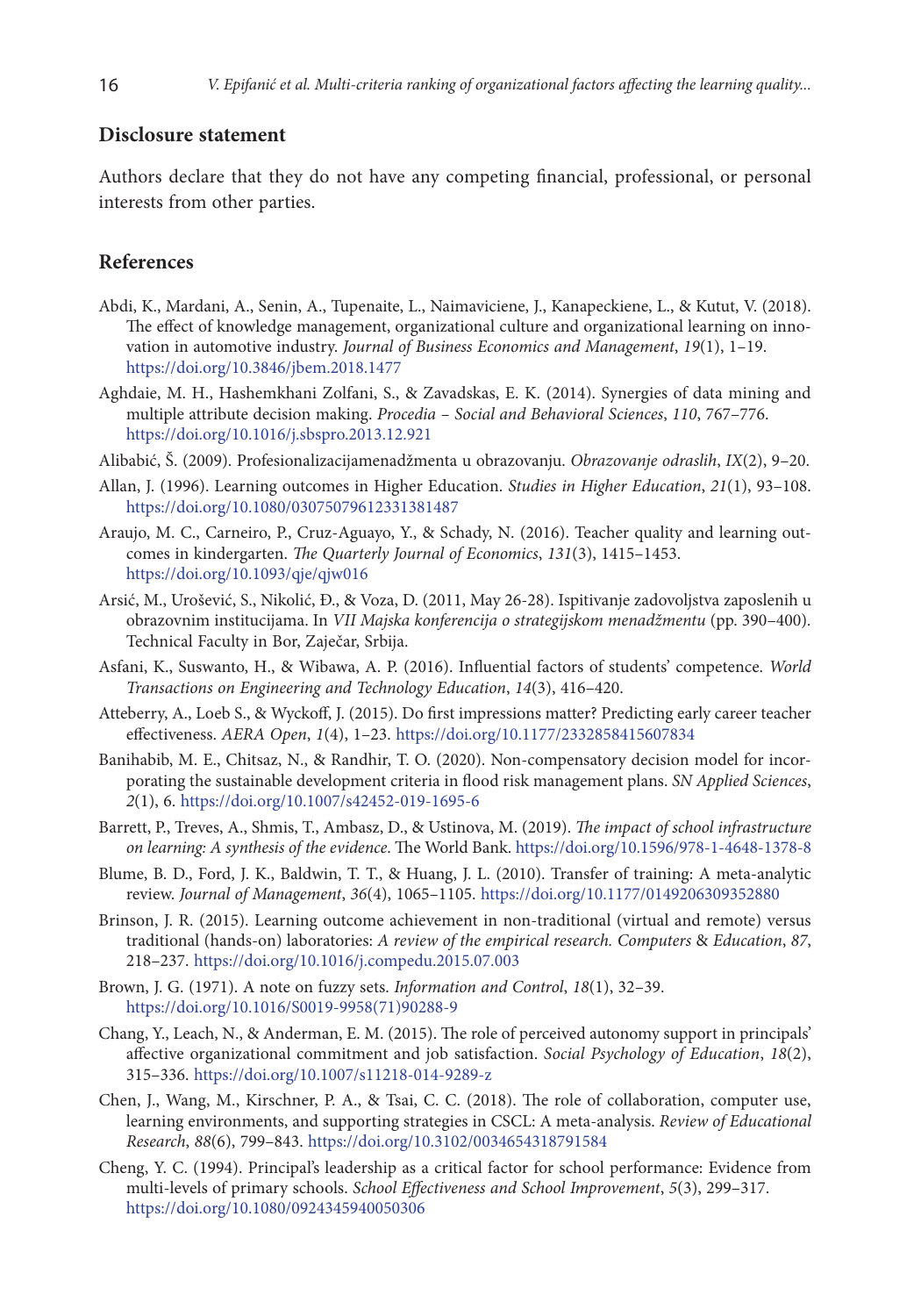## Disclosure statement

Authors declare that they do not have any competing financial, professional, or personal interests from other parties.

## References

Abdi, K., Mardani, A., Senin, A., Tupenaite, L., Naimaviciene, J., Kanapeckiene, L., & Kutut, V. (2018). The effect of knowledge management, organizational culture and organizational learning on innovation in automotive industry. *Journal of Business Economics and Management*, *19*(1), 1–19. https://doi.org/10.3846/jbem.2018.1477

Aghdaie, M. H., Hashemkhani Zolfani, S., & Zavadskas, E. K. (2014). Synergies of data mining and multiple attribute decision making. *Procedia – Social and Behavioral Sciences*, *110*, 767–776. https://doi.org/10.1016/j.sbspro.2013.12.921

Alibabić, Š. (2009). Profesionalizacijamenadžmenta u obrazovanju. *Obrazovanje odraslih*, *IX*(2), 9–20.

Allan, J. (1996). Learning outcomes in Higher Education. *Studies in Higher Education*, *21*(1), 93–108. https://doi.org/10.1080/03075079612331381487

Araujo, M. C., Carneiro, P., Cruz-Aguayo, Y., & Schady, N. (2016). Teacher quality and learning outcomes in kindergarten. *The Quarterly Journal of Economics*, *131*(3), 1415–1453. https://doi.org/10.1093/qje/qjw016

Arsić, M., Urošević, S., Nikolić, Đ., & Voza, D. (2011, May 26-28). Ispitivanje zadovoljstva zaposlenih u obrazovnim institucijama. In *VII Majska konferencija o strategijskom menadžmentu* (pp. 390–400). Technical Faculty in Bor, Zaječar, Srbija.

Asfani, K., Suswanto, H., & Wibawa, A. P. (2016). Influential factors of students' competence. *World Transactions on Engineering and Technology Education*, *14*(3), 416–420.

Atteberry, A., Loeb S., & Wyckoff, J. (2015). Do first impressions matter? Predicting early career teacher effectiveness. *AERA Open*, *1*(4), 1–23. https://doi.org/10.1177/2332858415607834

Banihabib, M. E., Chitsaz, N., & Randhir, T. O. (2020). Non-compensatory decision model for incorporating the sustainable development criteria in flood risk management plans. *SN Applied Sciences*, *2*(1), 6. https://doi.org/10.1007/s42452-019-1695-6

Barrett, P., Treves, A., Shmis, T., Ambasz, D., & Ustinova, M. (2019). *The impact of school infrastructure on learning: A synthesis of the evidence*. The World Bank. https://doi.org/10.1596/978-1-4648-1378-8

Blume, B. D., Ford, J. K., Baldwin, T. T., & Huang, J. L. (2010). Transfer of training: A meta-analytic review. *Journal of Management*, *36*(4), 1065–1105. https://doi.org/10.1177/0149206309352880

Brinson, J. R. (2015). Learning outcome achievement in non-traditional (virtual and remote) versus traditional (hands-on) laboratories: *A review of the empirical research. Computers* & *Education*, *87*, 218–237. https://doi.org/10.1016/j.compedu.2015.07.003

Brown, J. G. (1971). A note on fuzzy sets. *Information and Control*, *18*(1), 32–39. https://doi.org/10.1016/S0019-9958(71)90288-9

Chang, Y., Leach, N., & Anderman, E. M. (2015). The role of perceived autonomy support in principals' affective organizational commitment and job satisfaction. *Social Psychology of Education*, *18*(2), 315–336. https://doi.org/10.1007/s11218-014-9289-z

Chen, J., Wang, M., Kirschner, P. A., & Tsai, C. C. (2018). The role of collaboration, computer use, learning environments, and supporting strategies in CSCL: A meta-analysis. *Review of Educational Research*, *88*(6), 799–843. https://doi.org/10.3102/0034654318791584

Cheng, Y. C. (1994). Principal's leadership as a critical factor for school performance: Evidence from multi-levels of primary schools. *School Effectiveness and School Improvement*, *5*(3), 299–317. https://doi.org/10.1080/0924345940050306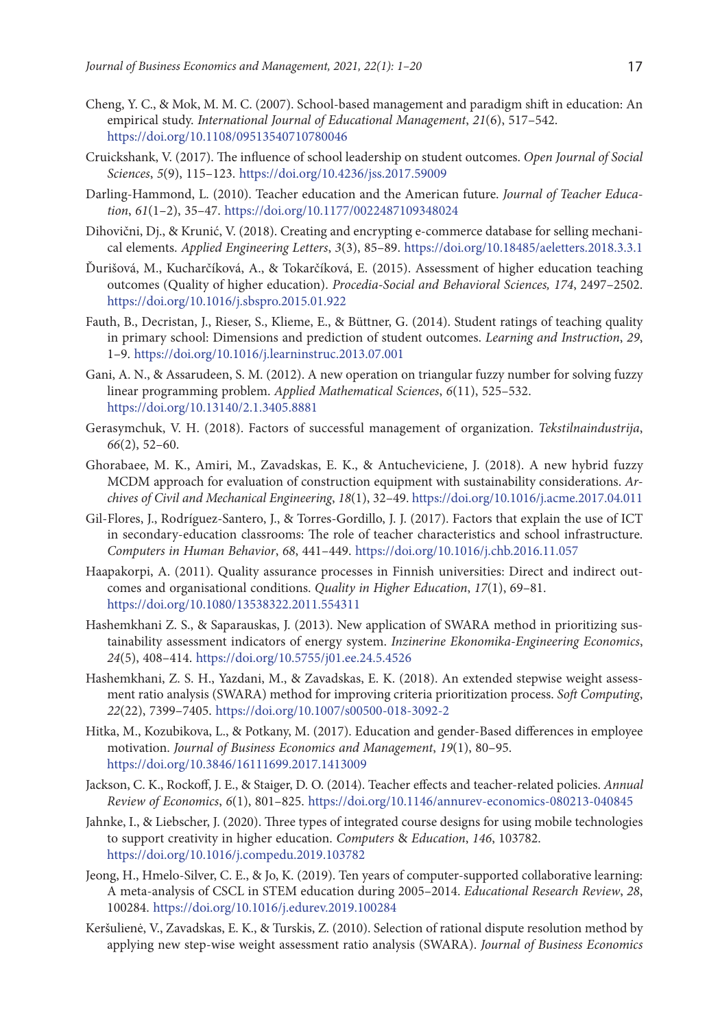Cheng, Y. C., & Mok, M. M. C. (2007). School-based management and paradigm shift in education: An empirical study. *International Journal of Educational Management*, *21*(6), 517–542. https://doi.org/10.1108/09513540710780046

Cruickshank, V. (2017). The influence of school leadership on student outcomes. *Open Journal of Social Sciences*, *5*(9), 115–123. https://doi.org/10.4236/jss.2017.59009

Darling-Hammond, L. (2010). Teacher education and the American future. *Journal of Teacher Education*, *61*(1–2), 35–47. https://doi.org/10.1177/0022487109348024

Dihovični, Dj., & Krunić, V. (2018). Creating and encrypting e-commerce database for selling mechanical elements. *Applied Engineering Letters*, *3*(3), 85–89. https://doi.org/10.18485/aeletters.2018.3.3.1

Ďurišová, M., Kucharčíková, A., & Tokarčíková, E. (2015). Assessment of higher education teaching outcomes (Quality of higher education). *Procedia-Social and Behavioral Sciences, 174*, 2497–2502. https://doi.org/10.1016/j.sbspro.2015.01.922

Fauth, B., Decristan, J., Rieser, S., Klieme, E., & Büttner, G. (2014). Student ratings of teaching quality in primary school: Dimensions and prediction of student outcomes. *Learning and Instruction*, *29*, 1–9. https://doi.org/10.1016/j.learninstruc.2013.07.001

Gani, A. N., & Assarudeen, S. M. (2012). A new operation on triangular fuzzy number for solving fuzzy linear programming problem. *Applied Mathematical Sciences*, *6*(11), 525–532. https://doi.org/10.13140/2.1.3405.8881

Gerasymchuk, V. H. (2018). Factors of successful management of organization. *Tekstilnaindustrija*, *66*(2), 52–60.

Ghorabaee, M. K., Amiri, M., Zavadskas, E. K., & Antucheviciene, J. (2018). A new hybrid fuzzy MCDM approach for evaluation of construction equipment with sustainability considerations. *Archives of Civil and Mechanical Engineering*, *18*(1), 32–49. https://doi.org/10.1016/j.acme.2017.04.011

Gil-Flores, J., Rodríguez-Santero, J., & Torres-Gordillo, J. J. (2017). Factors that explain the use of ICT in secondary-education classrooms: The role of teacher characteristics and school infrastructure. *Computers in Human Behavior*, *68*, 441–449. https://doi.org/10.1016/j.chb.2016.11.057

Haapakorpi, A. (2011). Quality assurance processes in Finnish universities: Direct and indirect outcomes and organisational conditions. *Quality in Higher Education*, *17*(1), 69–81. https://doi.org/10.1080/13538322.2011.554311

Hashemkhani Z. S., & Saparauskas, J. (2013). New application of SWARA method in prioritizing sustainability assessment indicators of energy system. *Inzinerine Ekonomika-Engineering Economics*, *24*(5), 408–414. https://doi.org/10.5755/j01.ee.24.5.4526

Hashemkhani, Z. S. H., Yazdani, M., & Zavadskas, E. K. (2018). An extended stepwise weight assessment ratio analysis (SWARA) method for improving criteria prioritization process. *Soft Computing*, *22*(22), 7399–7405. https://doi.org/10.1007/s00500-018-3092-2

Hitka, M., Kozubikova, L., & Potkany, M. (2017). Education and gender-Based differences in employee motivation. *Journal of Business Economics and Management*, *19*(1), 80–95. https://doi.org/10.3846/16111699.2017.1413009

Jackson, C. K., Rockoff, J. E., & Staiger, D. O. (2014). Teacher effects and teacher-related policies. *Annual Review of Economics*, *6*(1), 801–825. https://doi.org/10.1146/annurev-economics-080213-040845

Jahnke, I., & Liebscher, J. (2020). Three types of integrated course designs for using mobile technologies to support creativity in higher education. *Computers* & *Education*, *146*, 103782. https://doi.org/10.1016/j.compedu.2019.103782

Jeong, H., Hmelo-Silver, C. E., & Jo, K. (2019). Ten years of computer-supported collaborative learning: A meta-analysis of CSCL in STEM education during 2005–2014. *Educational Research Review*, *28*, 100284. https://doi.org/10.1016/j.edurev.2019.100284

Keršulienė, V., Zavadskas, E. K., & Turskis, Z. (2010). Selection of rational dispute resolution method by applying new step-wise weight assessment ratio analysis (SWARA). *Journal of Business Economics*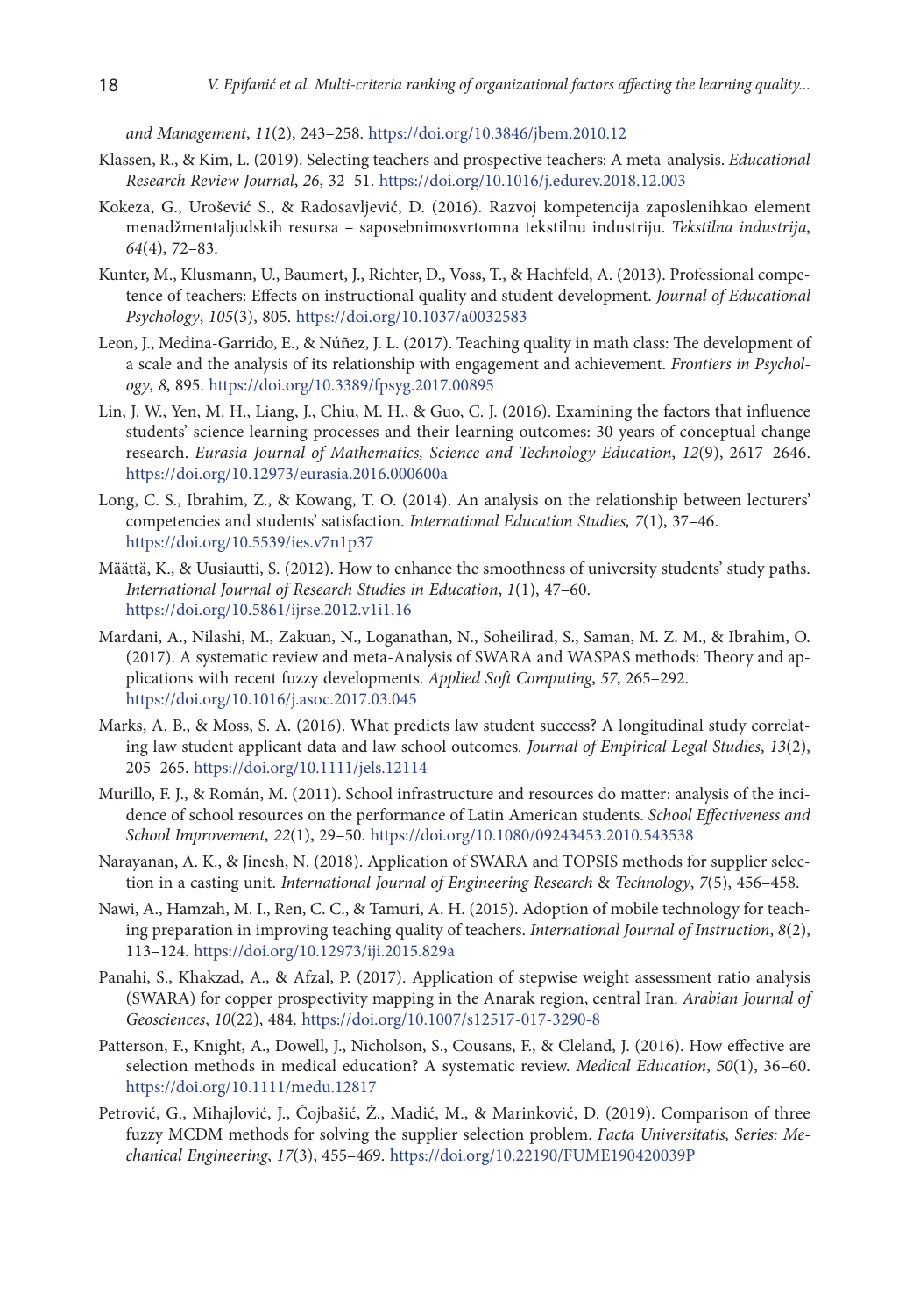*and Management*, *11*(2), 243–258. https://doi.org/10.3846/jbem.2010.12

Klassen, R., & Kim, L. (2019). Selecting teachers and prospective teachers: A meta-analysis. *Educational Research Review Journal*, *26*, 32–51. https://doi.org/10.1016/j.edurev.2018.12.003

Kokeza, G., Urošević S., & Radosavljević, D. (2016). Razvoj kompetencija zaposlenihkao element menadžmentaljudskih resursa – saposebnimosvrtomna tekstilnu industriju. *Tekstilna industrija*, *64*(4), 72–83.

Kunter, M., Klusmann, U., Baumert, J., Richter, D., Voss, T., & Hachfeld, A. (2013). Professional competence of teachers: Effects on instructional quality and student development. *Journal of Educational Psychology*, *105*(3), 805. https://doi.org/10.1037/a0032583

Leon, J., Medina-Garrido, E., & Núñez, J. L. (2017). Teaching quality in math class: The development of a scale and the analysis of its relationship with engagement and achievement. *Frontiers in Psychology*, *8*, 895. https://doi.org/10.3389/fpsyg.2017.00895

Lin, J. W., Yen, M. H., Liang, J., Chiu, M. H., & Guo, C. J. (2016). Examining the factors that influence students' science learning processes and their learning outcomes: 30 years of conceptual change research. *Eurasia Journal of Mathematics, Science and Technology Education*, *12*(9), 2617–2646. https://doi.org/10.12973/eurasia.2016.000600a

Long, C. S., Ibrahim, Z., & Kowang, T. O. (2014). An analysis on the relationship between lecturers' competencies and students' satisfaction. *International Education Studies, 7*(1), 37–46. https://doi.org/10.5539/ies.v7n1p37

Määttä, K., & Uusiautti, S. (2012). How to enhance the smoothness of university students' study paths. *International Journal of Research Studies in Education*, *1*(1), 47–60. https://doi.org/10.5861/ijrse.2012.v1i1.16

Mardani, A., Nilashi, M., Zakuan, N., Loganathan, N., Soheilirad, S., Saman, M. Z. M., & Ibrahim, O. (2017). A systematic review and meta-Analysis of SWARA and WASPAS methods: Theory and applications with recent fuzzy developments. *Applied Soft Computing*, *57*, 265–292. https://doi.org/10.1016/j.asoc.2017.03.045

Marks, A. B., & Moss, S. A. (2016). What predicts law student success? A longitudinal study correlating law student applicant data and law school outcomes. *Journal of Empirical Legal Studies*, *13*(2), 205–265. https://doi.org/10.1111/jels.12114

Murillo, F. J., & Román, M. (2011). School infrastructure and resources do matter: analysis of the incidence of school resources on the performance of Latin American students. *School Effectiveness and School Improvement*, *22*(1), 29–50. https://doi.org/10.1080/09243453.2010.543538

Narayanan, A. K., & Jinesh, N. (2018). Application of SWARA and TOPSIS methods for supplier selection in a casting unit. *International Journal of Engineering Research* & *Technology*, *7*(5), 456–458.

Nawi, A., Hamzah, M. I., Ren, C. C., & Tamuri, A. H. (2015). Adoption of mobile technology for teaching preparation in improving teaching quality of teachers. *International Journal of Instruction*, *8*(2), 113–124. https://doi.org/10.12973/iji.2015.829a

Panahi, S., Khakzad, A., & Afzal, P. (2017). Application of stepwise weight assessment ratio analysis (SWARA) for copper prospectivity mapping in the Anarak region, central Iran. *Arabian Journal of Geosciences*, *10*(22), 484. https://doi.org/10.1007/s12517-017-3290-8

Patterson, F., Knight, A., Dowell, J., Nicholson, S., Cousans, F., & Cleland, J. (2016). How effective are selection methods in medical education? A systematic review. *Medical Education*, *50*(1), 36–60. https://doi.org/10.1111/medu.12817

Petrović, G., Mihajlović, J., Ćojbašić, Ž., Madić, M., & Marinković, D. (2019). Comparison of three fuzzy MCDM methods for solving the supplier selection problem. *Facta Universitatis, Series: Mechanical Engineering*, *17*(3), 455–469. https://doi.org/10.22190/FUME190420039P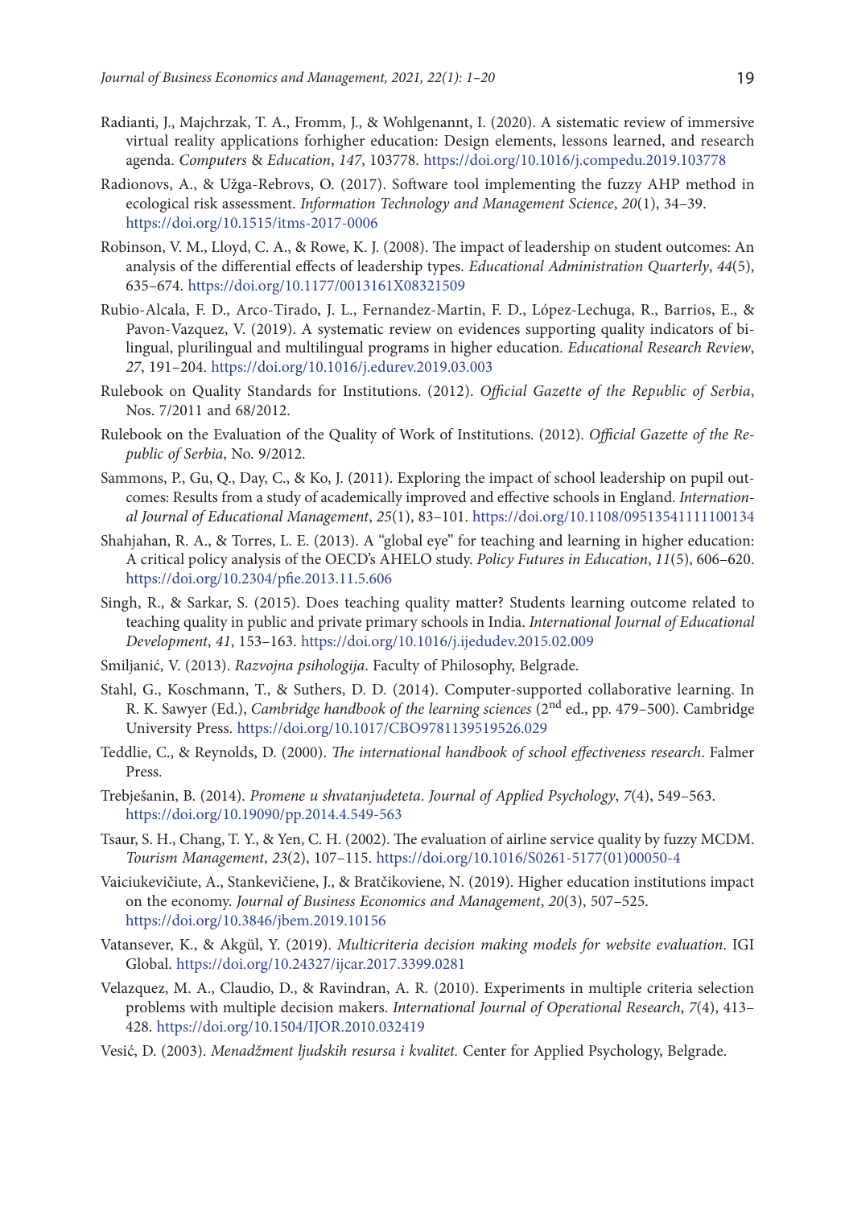Radianti, J., Majchrzak, T. A., Fromm, J., & Wohlgenannt, I. (2020). A sistematic review of immersive virtual reality applications forhigher education: Design elements, lessons learned, and research agenda. *Computers & Education*, *147*, 103778. https://doi.org/10.1016/j.compedu.2019.103778

Radionovs, A., & Užga-Rebrovs, O. (2017). Software tool implementing the fuzzy AHP method in ecological risk assessment. *Information Technology and Management Science*, *20*(1), 34–39. https://doi.org/10.1515/itms-2017-0006

Robinson, V. M., Lloyd, C. A., & Rowe, K. J. (2008). The impact of leadership on student outcomes: An analysis of the differential effects of leadership types. *Educational Administration Quarterly*, *44*(5), 635–674. https://doi.org/10.1177/0013161X08321509

Rubio-Alcala, F. D., Arco-Tirado, J. L., Fernandez-Martin, F. D., López-Lechuga, R., Barrios, E., & Pavon-Vazquez, V. (2019). A systematic review on evidences supporting quality indicators of bilingual, plurilingual and multilingual programs in higher education. *Educational Research Review*, *27*, 191–204. https://doi.org/10.1016/j.edurev.2019.03.003

Rulebook on Quality Standards for Institutions. (2012). *Official Gazette of the Republic of Serbia*, Nos. 7/2011 and 68/2012.

Rulebook on the Evaluation of the Quality of Work of Institutions. (2012). *Official Gazette of the Republic of Serbia*, No. 9/2012.

Sammons, P., Gu, Q., Day, C., & Ko, J. (2011). Exploring the impact of school leadership on pupil outcomes: Results from a study of academically improved and effective schools in England. *International Journal of Educational Management*, *25*(1), 83–101. https://doi.org/10.1108/09513541111100134

Shahjahan, R. A., & Torres, L. E. (2013). A "global eye" for teaching and learning in higher education: A critical policy analysis of the OECD's AHELO study. *Policy Futures in Education*, *11*(5), 606–620. https://doi.org/10.2304/pfie.2013.11.5.606

Singh, R., & Sarkar, S. (2015). Does teaching quality matter? Students learning outcome related to teaching quality in public and private primary schools in India. *International Journal of Educational Development*, *41*, 153–163. https://doi.org/10.1016/j.ijedudev.2015.02.009

Smiljanić, V. (2013). *Razvojna psihologija*. Faculty of Philosophy, Belgrade.

Stahl, G., Koschmann, T., & Suthers, D. D. (2014). Computer-supported collaborative learning. In R. K. Sawyer (Ed.), *Cambridge handbook of the learning sciences* (2nd ed., pp. 479–500). Cambridge University Press. https://doi.org/10.1017/CBO9781139519526.029

Teddlie, C., & Reynolds, D. (2000). *The international handbook of school effectiveness research*. Falmer Press.

Trebješanin, B. (2014). *Promene u shvatanjudeteta*. *Journal of Applied Psychology*, *7*(4), 549–563. https://doi.org/10.19090/pp.2014.4.549-563

Tsaur, S. H., Chang, T. Y., & Yen, C. H. (2002). The evaluation of airline service quality by fuzzy MCDM. *Tourism Management*, *23*(2), 107–115. https://doi.org/10.1016/S0261-5177(01)00050-4

Vaiciukevičiute, A., Stankevičiene, J., & Bratčikoviene, N. (2019). Higher education institutions impact on the economy. *Journal of Business Economics and Management*, *20*(3), 507–525. https://doi.org/10.3846/jbem.2019.10156

Vatansever, K., & Akgül, Y. (2019). *Multicriteria decision making models for website evaluation*. IGI Global. https://doi.org/10.24327/ijcar.2017.3399.0281

Velazquez, M. A., Claudio, D., & Ravindran, A. R. (2010). Experiments in multiple criteria selection problems with multiple decision makers. *International Journal of Operational Research*, *7*(4), 413–428. https://doi.org/10.1504/IJOR.2010.032419

Vesić, D. (2003). *Menadžment ljudskih resursa i kvalitet.* Center for Applied Psychology, Belgrade.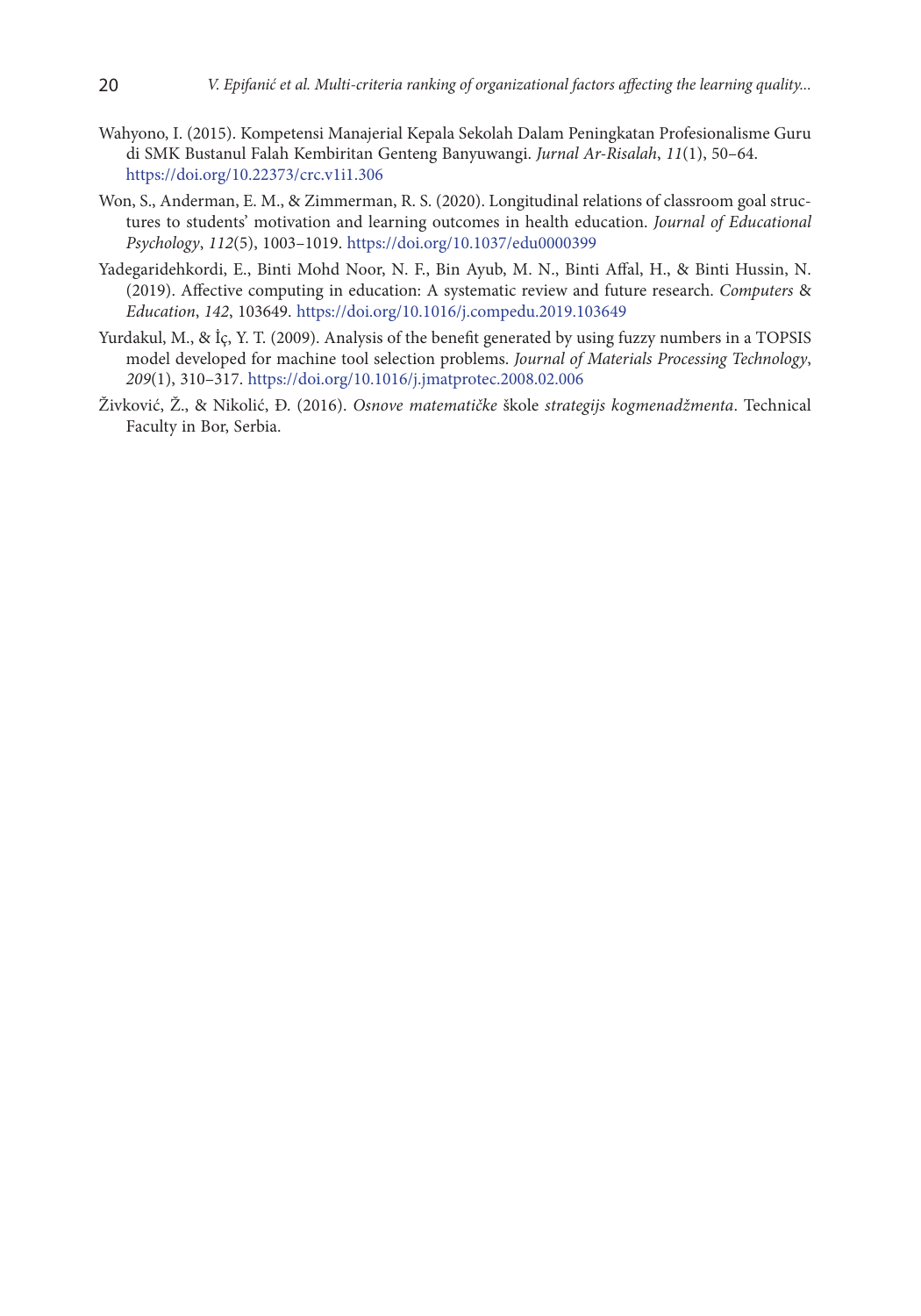Wahyono, I. (2015). Kompetensi Manajerial Kepala Sekolah Dalam Peningkatan Profesionalisme Guru di SMK Bustanul Falah Kembiritan Genteng Banyuwangi. *Jurnal Ar-Risalah*, *11*(1), 50–64. https://doi.org/10.22373/crc.v1i1.306

Won, S., Anderman, E. M., & Zimmerman, R. S. (2020). Longitudinal relations of classroom goal structures to students' motivation and learning outcomes in health education. *Journal of Educational Psychology*, *112*(5), 1003–1019. https://doi.org/10.1037/edu0000399

Yadegaridehkordi, E., Binti Mohd Noor, N. F., Bin Ayub, M. N., Binti Affal, H., & Binti Hussin, N. (2019). Affective computing in education: A systematic review and future research. *Computers & Education*, *142*, 103649. https://doi.org/10.1016/j.compedu.2019.103649

Yurdakul, M., & İç, Y. T. (2009). Analysis of the benefit generated by using fuzzy numbers in a TOPSIS model developed for machine tool selection problems. *Journal of Materials Processing Technology*, *209*(1), 310–317. https://doi.org/10.1016/j.jmatprotec.2008.02.006

Živković, Ž., & Nikolić, Đ. (2016). *Osnove matematičke* škole *strategijs kogmenadžmenta*. Technical Faculty in Bor, Serbia.